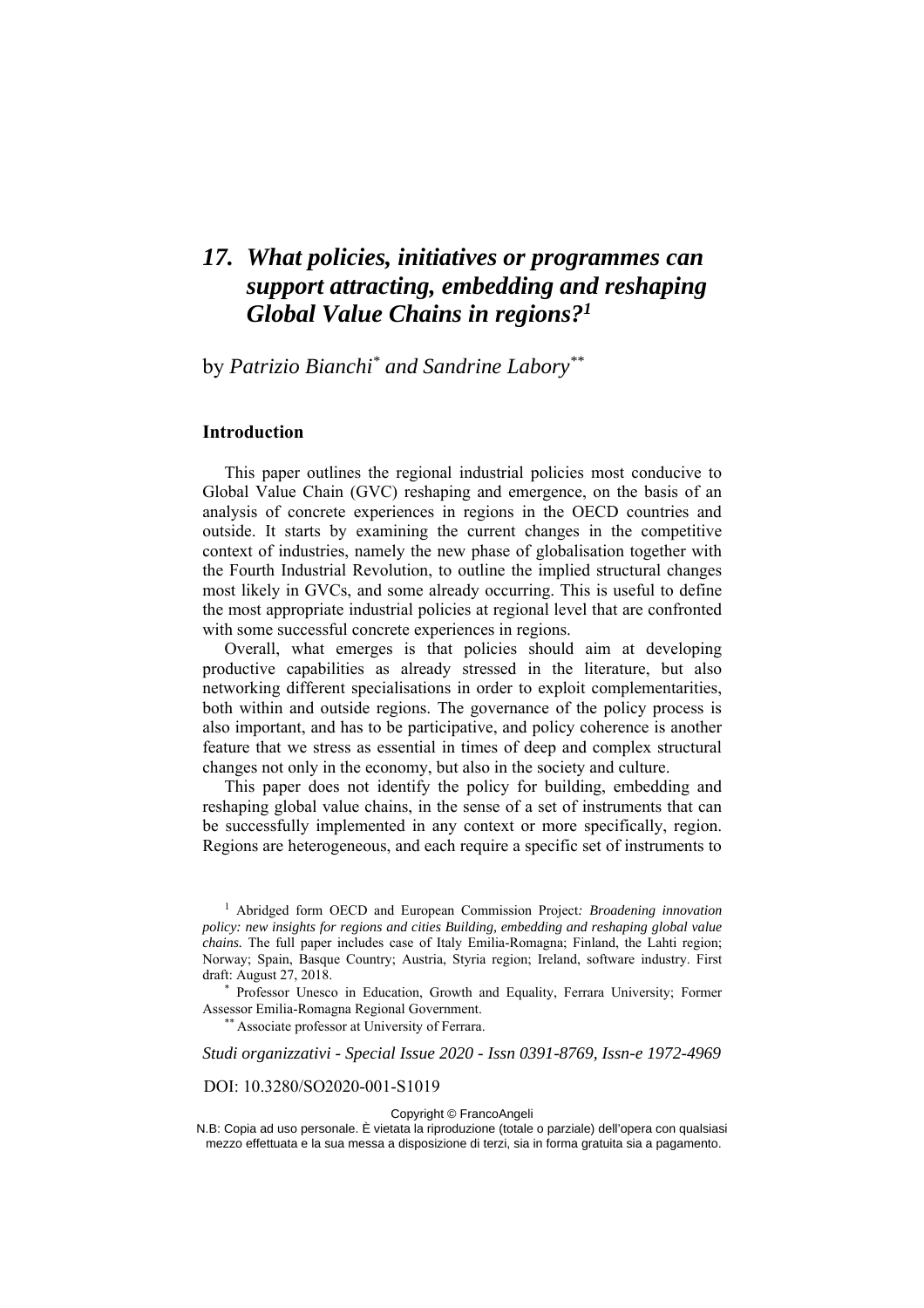# 17. What policies, initiatives or programmes can support attracting, embedding and reshaping Global Value Chains in regions?[1]

by *Patrizio Bianchi*[*] *and Sandrine Labory*[**]

## Introduction

This paper outlines the regional industrial policies most conducive to Global Value Chain (GVC) reshaping and emergence, on the basis of an analysis of concrete experiences in regions in the OECD countries and outside. It starts by examining the current changes in the competitive context of industries, namely the new phase of globalisation together with the Fourth Industrial Revolution, to outline the implied structural changes most likely in GVCs, and some already occurring. This is useful to define the most appropriate industrial policies at regional level that are confronted with some successful concrete experiences in regions.

Overall, what emerges is that policies should aim at developing productive capabilities as already stressed in the literature, but also networking different specialisations in order to exploit complementarities, both within and outside regions. The governance of the policy process is also important, and has to be participative, and policy coherence is another feature that we stress as essential in times of deep and complex structural changes not only in the economy, but also in the society and culture.

This paper does not identify the policy for building, embedding and reshaping global value chains, in the sense of a set of instruments that can be successfully implemented in any context or more specifically, region. Regions are heterogeneous, and each require a specific set of instruments to

---

[1] Abridged form OECD and European Commission Project*: Broadening innovation policy: new insights for regions and cities Building, embedding and reshaping global value chains.* The full paper includes case of Italy Emilia-Romagna; Finland, the Lahti region; Norway; Spain, Basque Country; Austria, Styria region; Ireland, software industry. First draft: August 27, 2018.

[*] Professor Unesco in Education, Growth and Equality, Ferrara University; Former Assessor Emilia-Romagna Regional Government.

[**] Associate professor at University of Ferrara.

*Studi organizzativi - Special Issue 2020 - Issn 0391-8769, Issn-e 1972-4969*

DOI: 10.3280/SO2020-001-S1019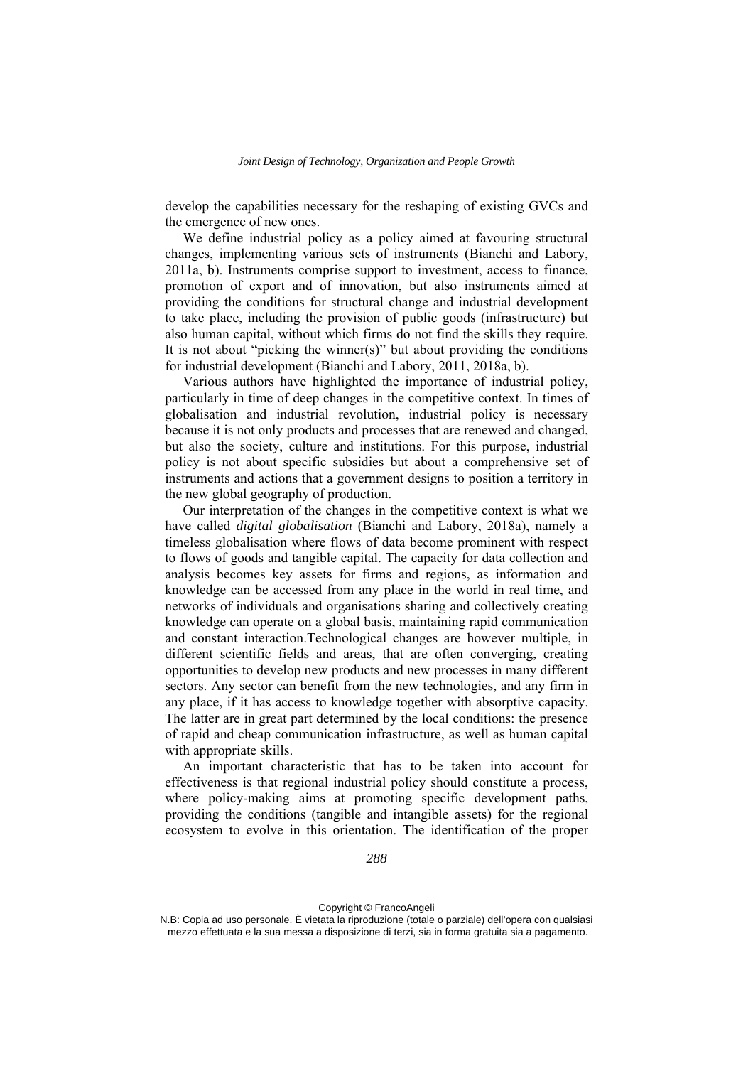develop the capabilities necessary for the reshaping of existing GVCs and the emergence of new ones.

We define industrial policy as a policy aimed at favouring structural changes, implementing various sets of instruments (Bianchi and Labory, 2011a, b). Instruments comprise support to investment, access to finance, promotion of export and of innovation, but also instruments aimed at providing the conditions for structural change and industrial development to take place, including the provision of public goods (infrastructure) but also human capital, without which firms do not find the skills they require. It is not about "picking the winner(s)" but about providing the conditions for industrial development (Bianchi and Labory, 2011, 2018a, b).

Various authors have highlighted the importance of industrial policy, particularly in time of deep changes in the competitive context. In times of globalisation and industrial revolution, industrial policy is necessary because it is not only products and processes that are renewed and changed, but also the society, culture and institutions. For this purpose, industrial policy is not about specific subsidies but about a comprehensive set of instruments and actions that a government designs to position a territory in the new global geography of production.

Our interpretation of the changes in the competitive context is what we have called *digital globalisation* (Bianchi and Labory, 2018a), namely a timeless globalisation where flows of data become prominent with respect to flows of goods and tangible capital. The capacity for data collection and analysis becomes key assets for firms and regions, as information and knowledge can be accessed from any place in the world in real time, and networks of individuals and organisations sharing and collectively creating knowledge can operate on a global basis, maintaining rapid communication and constant interaction.Technological changes are however multiple, in different scientific fields and areas, that are often converging, creating opportunities to develop new products and new processes in many different sectors. Any sector can benefit from the new technologies, and any firm in any place, if it has access to knowledge together with absorptive capacity. The latter are in great part determined by the local conditions: the presence of rapid and cheap communication infrastructure, as well as human capital with appropriate skills.

An important characteristic that has to be taken into account for effectiveness is that regional industrial policy should constitute a process, where policy-making aims at promoting specific development paths, providing the conditions (tangible and intangible assets) for the regional ecosystem to evolve in this orientation. The identification of the proper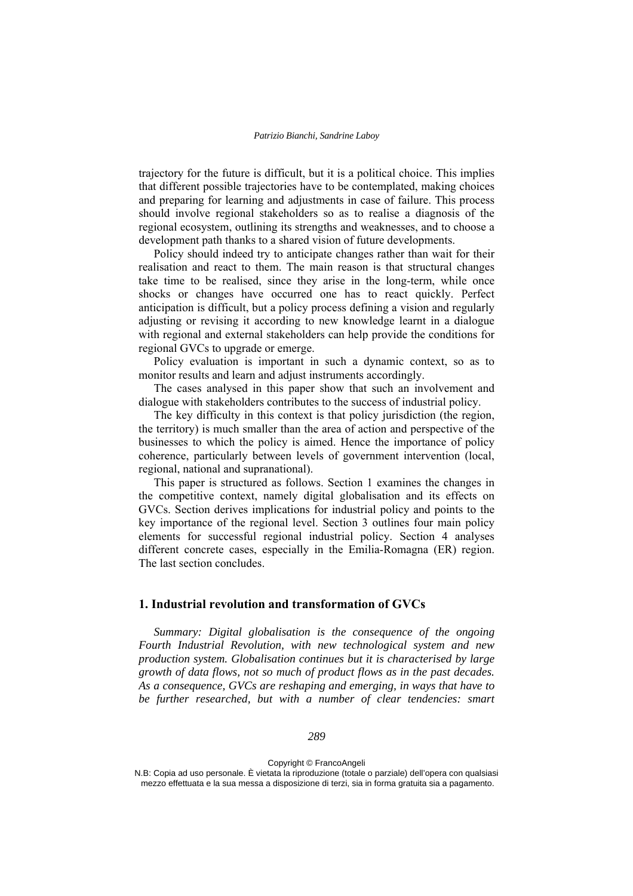trajectory for the future is difficult, but it is a political choice. This implies that different possible trajectories have to be contemplated, making choices and preparing for learning and adjustments in case of failure. This process should involve regional stakeholders so as to realise a diagnosis of the regional ecosystem, outlining its strengths and weaknesses, and to choose a development path thanks to a shared vision of future developments.

Policy should indeed try to anticipate changes rather than wait for their realisation and react to them. The main reason is that structural changes take time to be realised, since they arise in the long-term, while once shocks or changes have occurred one has to react quickly. Perfect anticipation is difficult, but a policy process defining a vision and regularly adjusting or revising it according to new knowledge learnt in a dialogue with regional and external stakeholders can help provide the conditions for regional GVCs to upgrade or emerge.

Policy evaluation is important in such a dynamic context, so as to monitor results and learn and adjust instruments accordingly.

The cases analysed in this paper show that such an involvement and dialogue with stakeholders contributes to the success of industrial policy.

The key difficulty in this context is that policy jurisdiction (the region, the territory) is much smaller than the area of action and perspective of the businesses to which the policy is aimed. Hence the importance of policy coherence, particularly between levels of government intervention (local, regional, national and supranational).

This paper is structured as follows. Section 1 examines the changes in the competitive context, namely digital globalisation and its effects on GVCs. Section derives implications for industrial policy and points to the key importance of the regional level. Section 3 outlines four main policy elements for successful regional industrial policy. Section 4 analyses different concrete cases, especially in the Emilia-Romagna (ER) region. The last section concludes.

## 1. Industrial revolution and transformation of GVCs

*Summary: Digital globalisation is the consequence of the ongoing Fourth Industrial Revolution, with new technological system and new production system. Globalisation continues but it is characterised by large growth of data flows, not so much of product flows as in the past decades. As a consequence, GVCs are reshaping and emerging, in ways that have to be further researched, but with a number of clear tendencies: smart*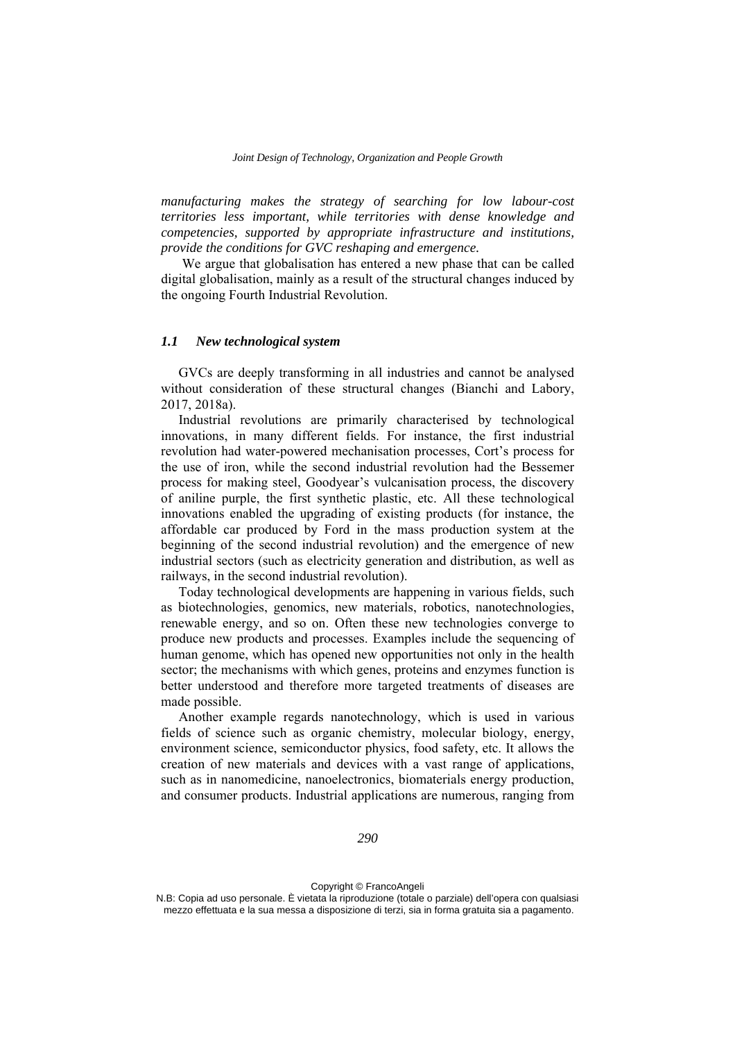*manufacturing makes the strategy of searching for low labour-cost territories less important, while territories with dense knowledge and competencies, supported by appropriate infrastructure and institutions, provide the conditions for GVC reshaping and emergence.*

We argue that globalisation has entered a new phase that can be called digital globalisation, mainly as a result of the structural changes induced by the ongoing Fourth Industrial Revolution.

### *1.1 New technological system*

GVCs are deeply transforming in all industries and cannot be analysed without consideration of these structural changes (Bianchi and Labory, 2017, 2018a).

Industrial revolutions are primarily characterised by technological innovations, in many different fields. For instance, the first industrial revolution had water-powered mechanisation processes, Cort's process for the use of iron, while the second industrial revolution had the Bessemer process for making steel, Goodyear's vulcanisation process, the discovery of aniline purple, the first synthetic plastic, etc. All these technological innovations enabled the upgrading of existing products (for instance, the affordable car produced by Ford in the mass production system at the beginning of the second industrial revolution) and the emergence of new industrial sectors (such as electricity generation and distribution, as well as railways, in the second industrial revolution).

Today technological developments are happening in various fields, such as biotechnologies, genomics, new materials, robotics, nanotechnologies, renewable energy, and so on. Often these new technologies converge to produce new products and processes. Examples include the sequencing of human genome, which has opened new opportunities not only in the health sector; the mechanisms with which genes, proteins and enzymes function is better understood and therefore more targeted treatments of diseases are made possible.

Another example regards nanotechnology, which is used in various fields of science such as organic chemistry, molecular biology, energy, environment science, semiconductor physics, food safety, etc. It allows the creation of new materials and devices with a vast range of applications, such as in nanomedicine, nanoelectronics, biomaterials energy production, and consumer products. Industrial applications are numerous, ranging from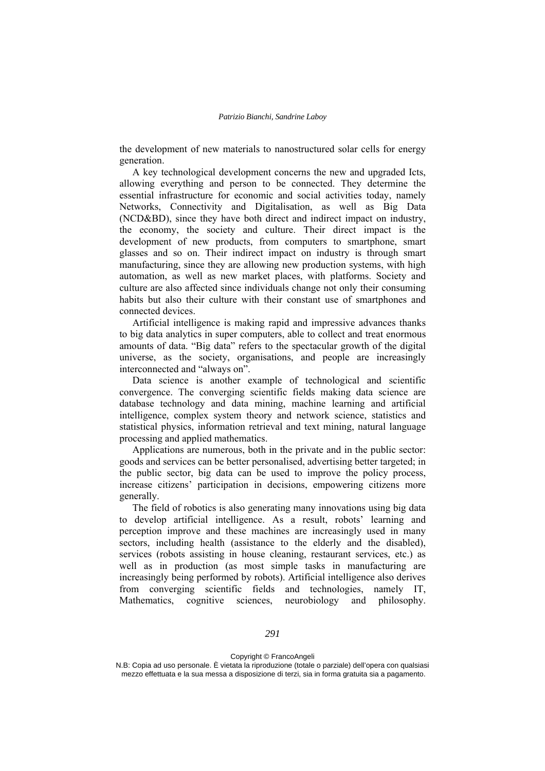the development of new materials to nanostructured solar cells for energy generation.

A key technological development concerns the new and upgraded Icts, allowing everything and person to be connected. They determine the essential infrastructure for economic and social activities today, namely Networks, Connectivity and Digitalisation, as well as Big Data (NCD&BD), since they have both direct and indirect impact on industry, the economy, the society and culture. Their direct impact is the development of new products, from computers to smartphone, smart glasses and so on. Their indirect impact on industry is through smart manufacturing, since they are allowing new production systems, with high automation, as well as new market places, with platforms. Society and culture are also affected since individuals change not only their consuming habits but also their culture with their constant use of smartphones and connected devices.

Artificial intelligence is making rapid and impressive advances thanks to big data analytics in super computers, able to collect and treat enormous amounts of data. "Big data" refers to the spectacular growth of the digital universe, as the society, organisations, and people are increasingly interconnected and "always on".

Data science is another example of technological and scientific convergence. The converging scientific fields making data science are database technology and data mining, machine learning and artificial intelligence, complex system theory and network science, statistics and statistical physics, information retrieval and text mining, natural language processing and applied mathematics.

Applications are numerous, both in the private and in the public sector: goods and services can be better personalised, advertising better targeted; in the public sector, big data can be used to improve the policy process, increase citizens' participation in decisions, empowering citizens more generally.

The field of robotics is also generating many innovations using big data to develop artificial intelligence. As a result, robots' learning and perception improve and these machines are increasingly used in many sectors, including health (assistance to the elderly and the disabled), services (robots assisting in house cleaning, restaurant services, etc.) as well as in production (as most simple tasks in manufacturing are increasingly being performed by robots). Artificial intelligence also derives from converging scientific fields and technologies, namely IT, Mathematics, cognitive sciences, neurobiology and philosophy.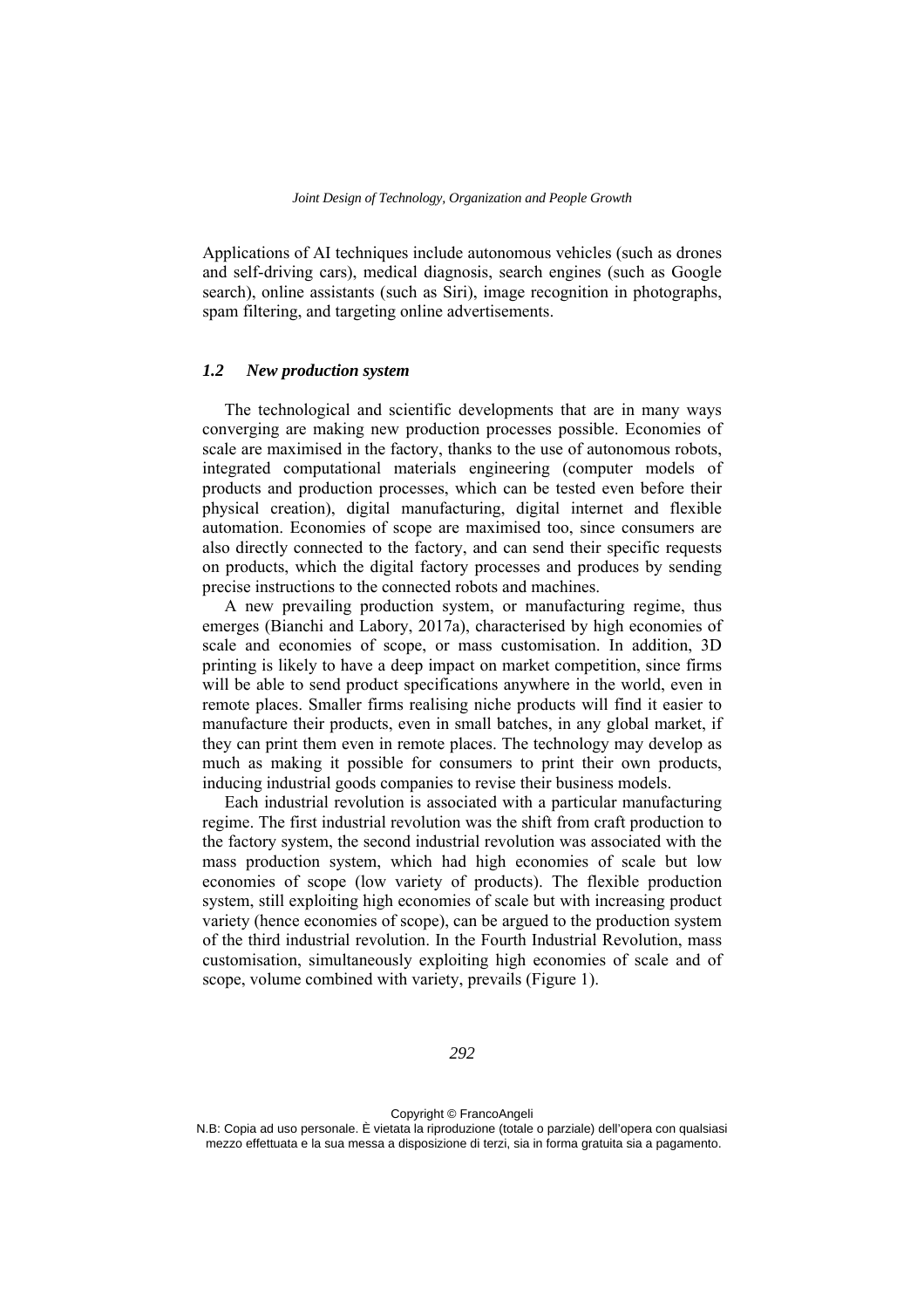Applications of AI techniques include autonomous vehicles (such as drones and self-driving cars), medical diagnosis, search engines (such as Google search), online assistants (such as Siri), image recognition in photographs, spam filtering, and targeting online advertisements.

### *1.2 New production system*

The technological and scientific developments that are in many ways converging are making new production processes possible. Economies of scale are maximised in the factory, thanks to the use of autonomous robots, integrated computational materials engineering (computer models of products and production processes, which can be tested even before their physical creation), digital manufacturing, digital internet and flexible automation. Economies of scope are maximised too, since consumers are also directly connected to the factory, and can send their specific requests on products, which the digital factory processes and produces by sending precise instructions to the connected robots and machines.

A new prevailing production system, or manufacturing regime, thus emerges (Bianchi and Labory, 2017a), characterised by high economies of scale and economies of scope, or mass customisation. In addition, 3D printing is likely to have a deep impact on market competition, since firms will be able to send product specifications anywhere in the world, even in remote places. Smaller firms realising niche products will find it easier to manufacture their products, even in small batches, in any global market, if they can print them even in remote places. The technology may develop as much as making it possible for consumers to print their own products, inducing industrial goods companies to revise their business models.

Each industrial revolution is associated with a particular manufacturing regime. The first industrial revolution was the shift from craft production to the factory system, the second industrial revolution was associated with the mass production system, which had high economies of scale but low economies of scope (low variety of products). The flexible production system, still exploiting high economies of scale but with increasing product variety (hence economies of scope), can be argued to the production system of the third industrial revolution. In the Fourth Industrial Revolution, mass customisation, simultaneously exploiting high economies of scale and of scope, volume combined with variety, prevails (Figure 1).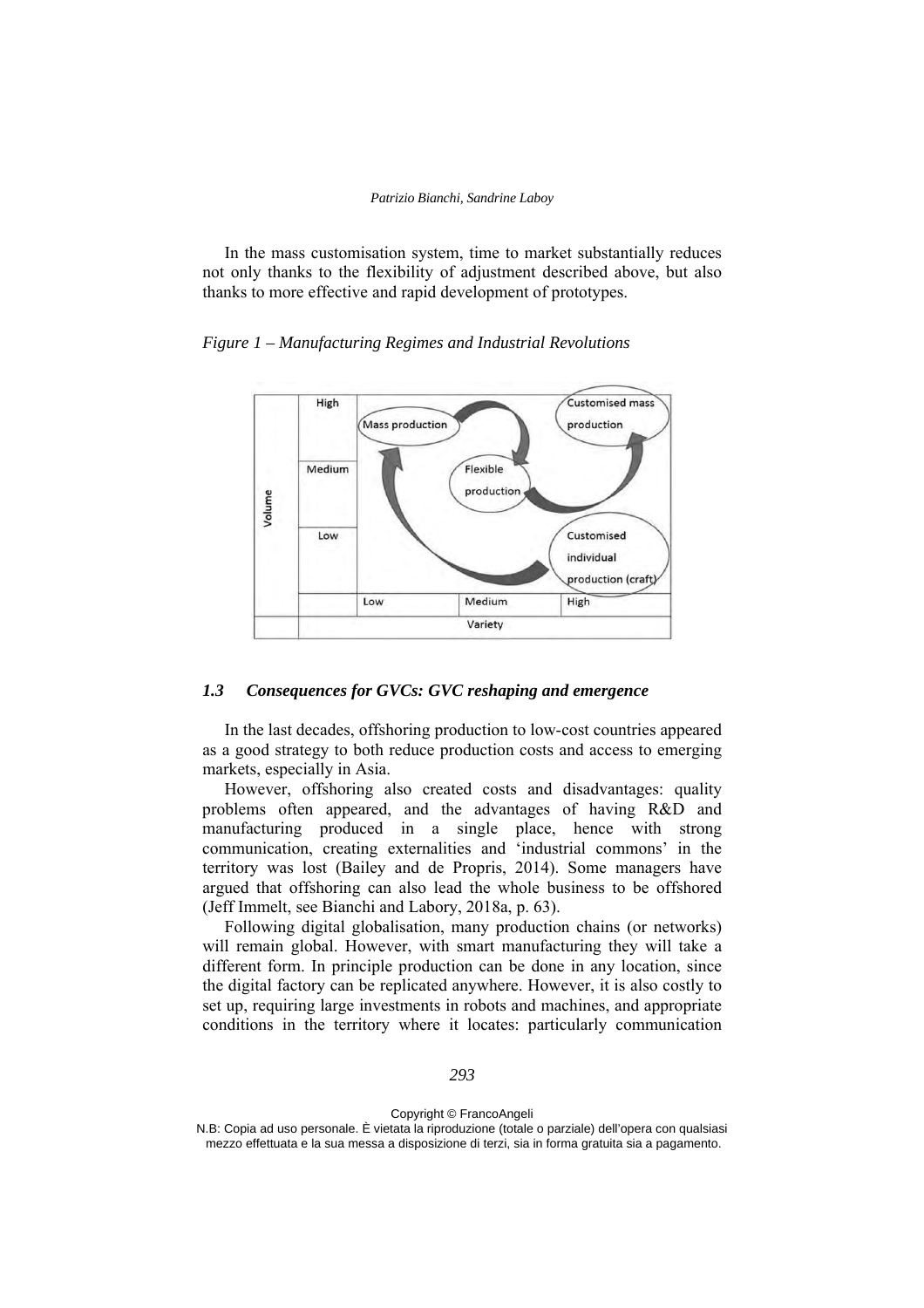In the mass customisation system, time to market substantially reduces not only thanks to the flexibility of adjustment described above, but also thanks to more effective and rapid development of prototypes.

*Figure 1 – Manufacturing Regimes and Industrial Revolutions*

Volume
High
Medium
Low
Variety
Low
Medium
High
Mass production
Flexible production
Customised mass production
Customised individual production (craft)

### *1.3 Consequences for GVCs: GVC reshaping and emergence*

In the last decades, offshoring production to low-cost countries appeared as a good strategy to both reduce production costs and access to emerging markets, especially in Asia.

However, offshoring also created costs and disadvantages: quality problems often appeared, and the advantages of having R&D and manufacturing produced in a single place, hence with strong communication, creating externalities and 'industrial commons' in the territory was lost (Bailey and de Propris, 2014). Some managers have argued that offshoring can also lead the whole business to be offshored (Jeff Immelt, see Bianchi and Labory, 2018a, p. 63).

Following digital globalisation, many production chains (or networks) will remain global. However, with smart manufacturing they will take a different form. In principle production can be done in any location, since the digital factory can be replicated anywhere. However, it is also costly to set up, requiring large investments in robots and machines, and appropriate conditions in the territory where it locates: particularly communication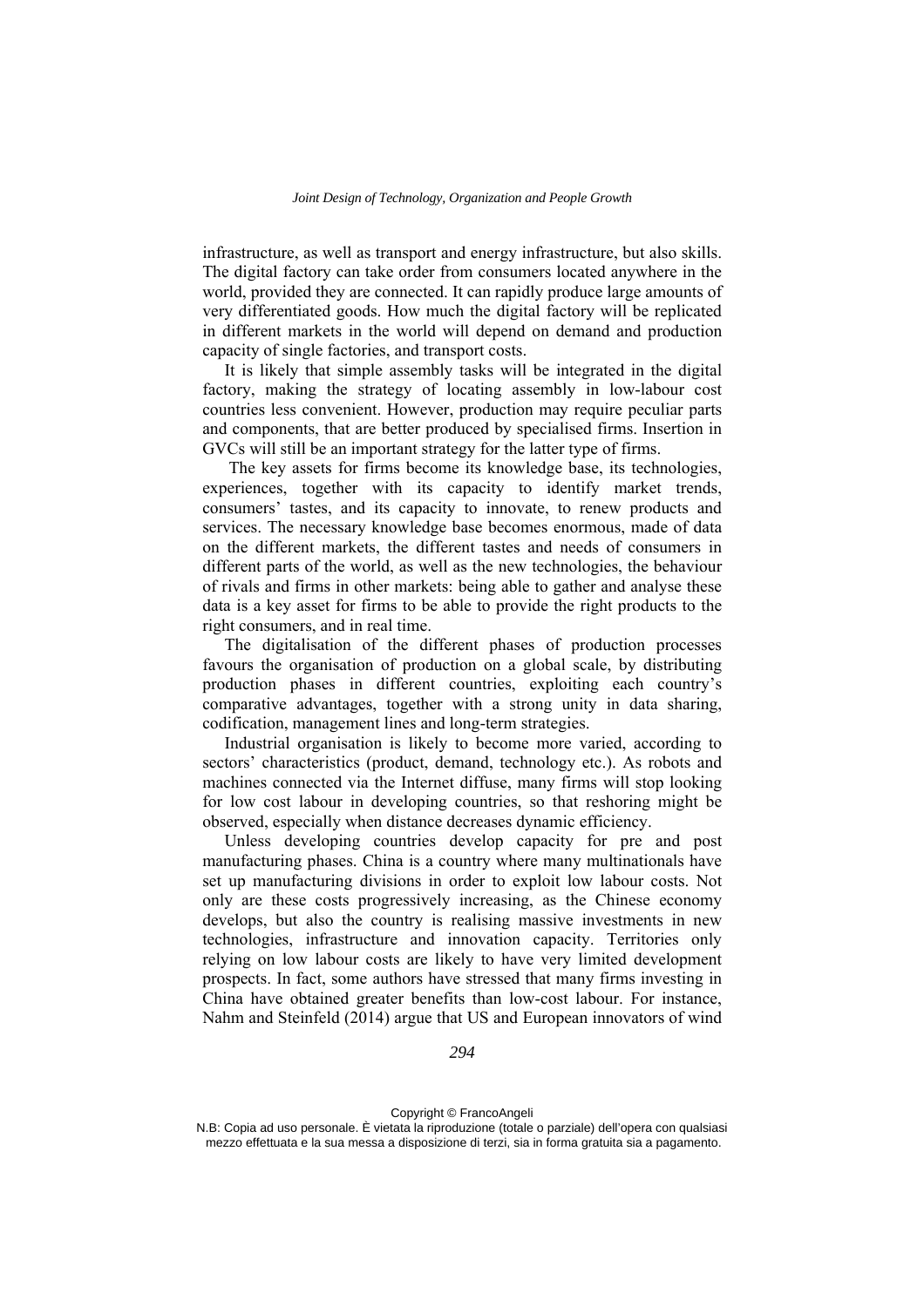infrastructure, as well as transport and energy infrastructure, but also skills. The digital factory can take order from consumers located anywhere in the world, provided they are connected. It can rapidly produce large amounts of very differentiated goods. How much the digital factory will be replicated in different markets in the world will depend on demand and production capacity of single factories, and transport costs.

It is likely that simple assembly tasks will be integrated in the digital factory, making the strategy of locating assembly in low-labour cost countries less convenient. However, production may require peculiar parts and components, that are better produced by specialised firms. Insertion in GVCs will still be an important strategy for the latter type of firms.

The key assets for firms become its knowledge base, its technologies, experiences, together with its capacity to identify market trends, consumers' tastes, and its capacity to innovate, to renew products and services. The necessary knowledge base becomes enormous, made of data on the different markets, the different tastes and needs of consumers in different parts of the world, as well as the new technologies, the behaviour of rivals and firms in other markets: being able to gather and analyse these data is a key asset for firms to be able to provide the right products to the right consumers, and in real time.

The digitalisation of the different phases of production processes favours the organisation of production on a global scale, by distributing production phases in different countries, exploiting each country's comparative advantages, together with a strong unity in data sharing, codification, management lines and long-term strategies.

Industrial organisation is likely to become more varied, according to sectors' characteristics (product, demand, technology etc.). As robots and machines connected via the Internet diffuse, many firms will stop looking for low cost labour in developing countries, so that reshoring might be observed, especially when distance decreases dynamic efficiency.

Unless developing countries develop capacity for pre and post manufacturing phases. China is a country where many multinationals have set up manufacturing divisions in order to exploit low labour costs. Not only are these costs progressively increasing, as the Chinese economy develops, but also the country is realising massive investments in new technologies, infrastructure and innovation capacity. Territories only relying on low labour costs are likely to have very limited development prospects. In fact, some authors have stressed that many firms investing in China have obtained greater benefits than low-cost labour. For instance, Nahm and Steinfeld (2014) argue that US and European innovators of wind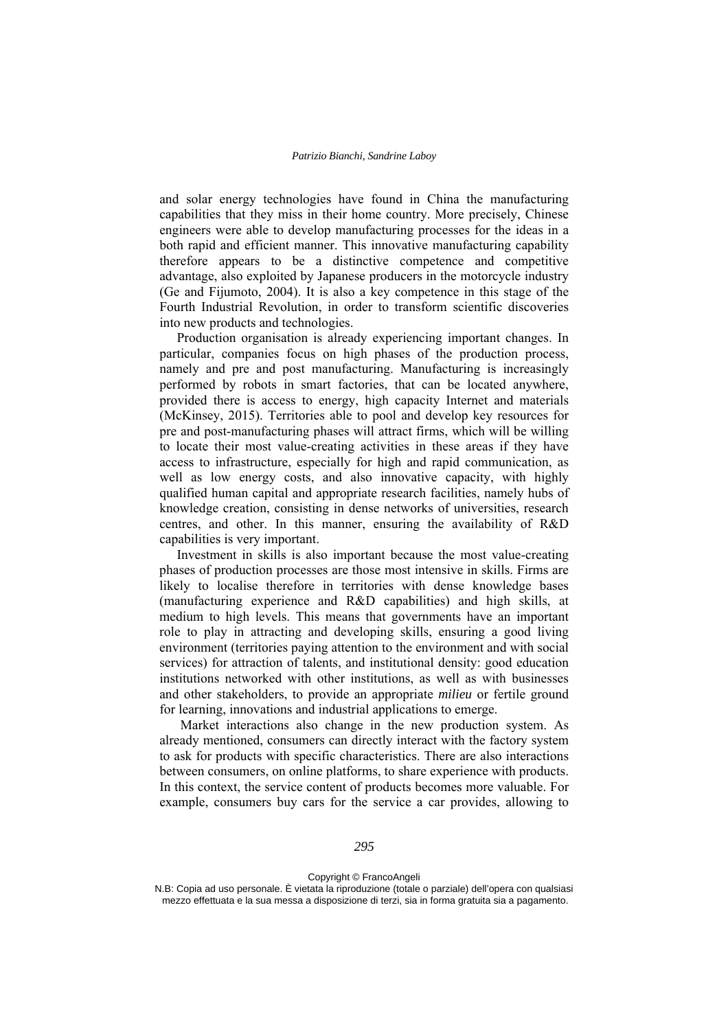and solar energy technologies have found in China the manufacturing capabilities that they miss in their home country. More precisely, Chinese engineers were able to develop manufacturing processes for the ideas in a both rapid and efficient manner. This innovative manufacturing capability therefore appears to be a distinctive competence and competitive advantage, also exploited by Japanese producers in the motorcycle industry (Ge and Fijumoto, 2004). It is also a key competence in this stage of the Fourth Industrial Revolution, in order to transform scientific discoveries into new products and technologies.

Production organisation is already experiencing important changes. In particular, companies focus on high phases of the production process, namely and pre and post manufacturing. Manufacturing is increasingly performed by robots in smart factories, that can be located anywhere, provided there is access to energy, high capacity Internet and materials (McKinsey, 2015). Territories able to pool and develop key resources for pre and post-manufacturing phases will attract firms, which will be willing to locate their most value-creating activities in these areas if they have access to infrastructure, especially for high and rapid communication, as well as low energy costs, and also innovative capacity, with highly qualified human capital and appropriate research facilities, namely hubs of knowledge creation, consisting in dense networks of universities, research centres, and other. In this manner, ensuring the availability of R&D capabilities is very important.

Investment in skills is also important because the most value-creating phases of production processes are those most intensive in skills. Firms are likely to localise therefore in territories with dense knowledge bases (manufacturing experience and R&D capabilities) and high skills, at medium to high levels. This means that governments have an important role to play in attracting and developing skills, ensuring a good living environment (territories paying attention to the environment and with social services) for attraction of talents, and institutional density: good education institutions networked with other institutions, as well as with businesses and other stakeholders, to provide an appropriate *milieu* or fertile ground for learning, innovations and industrial applications to emerge.

Market interactions also change in the new production system. As already mentioned, consumers can directly interact with the factory system to ask for products with specific characteristics. There are also interactions between consumers, on online platforms, to share experience with products. In this context, the service content of products becomes more valuable. For example, consumers buy cars for the service a car provides, allowing to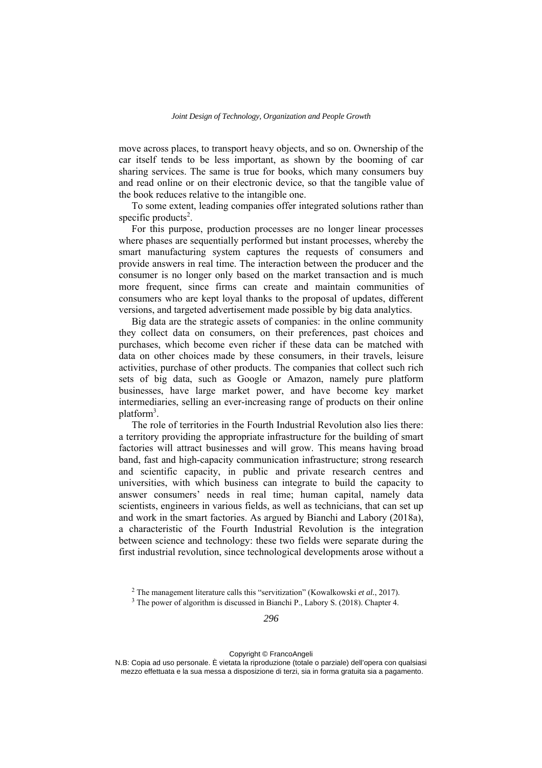move across places, to transport heavy objects, and so on. Ownership of the car itself tends to be less important, as shown by the booming of car sharing services. The same is true for books, which many consumers buy and read online or on their electronic device, so that the tangible value of the book reduces relative to the intangible one.

To some extent, leading companies offer integrated solutions rather than specific products[2].

For this purpose, production processes are no longer linear processes where phases are sequentially performed but instant processes, whereby the smart manufacturing system captures the requests of consumers and provide answers in real time. The interaction between the producer and the consumer is no longer only based on the market transaction and is much more frequent, since firms can create and maintain communities of consumers who are kept loyal thanks to the proposal of updates, different versions, and targeted advertisement made possible by big data analytics.

Big data are the strategic assets of companies: in the online community they collect data on consumers, on their preferences, past choices and purchases, which become even richer if these data can be matched with data on other choices made by these consumers, in their travels, leisure activities, purchase of other products. The companies that collect such rich sets of big data, such as Google or Amazon, namely pure platform businesses, have large market power, and have become key market intermediaries, selling an ever-increasing range of products on their online platform[3].

The role of territories in the Fourth Industrial Revolution also lies there: a territory providing the appropriate infrastructure for the building of smart factories will attract businesses and will grow. This means having broad band, fast and high-capacity communication infrastructure; strong research and scientific capacity, in public and private research centres and universities, with which business can integrate to build the capacity to answer consumers' needs in real time; human capital, namely data scientists, engineers in various fields, as well as technicians, that can set up and work in the smart factories. As argued by Bianchi and Labory (2018a), a characteristic of the Fourth Industrial Revolution is the integration between science and technology: these two fields were separate during the first industrial revolution, since technological developments arose without a

[2] The management literature calls this "servitization" (Kowalkowski *et al.*, 2017).

[3] The power of algorithm is discussed in Bianchi P., Labory S. (2018). Chapter 4.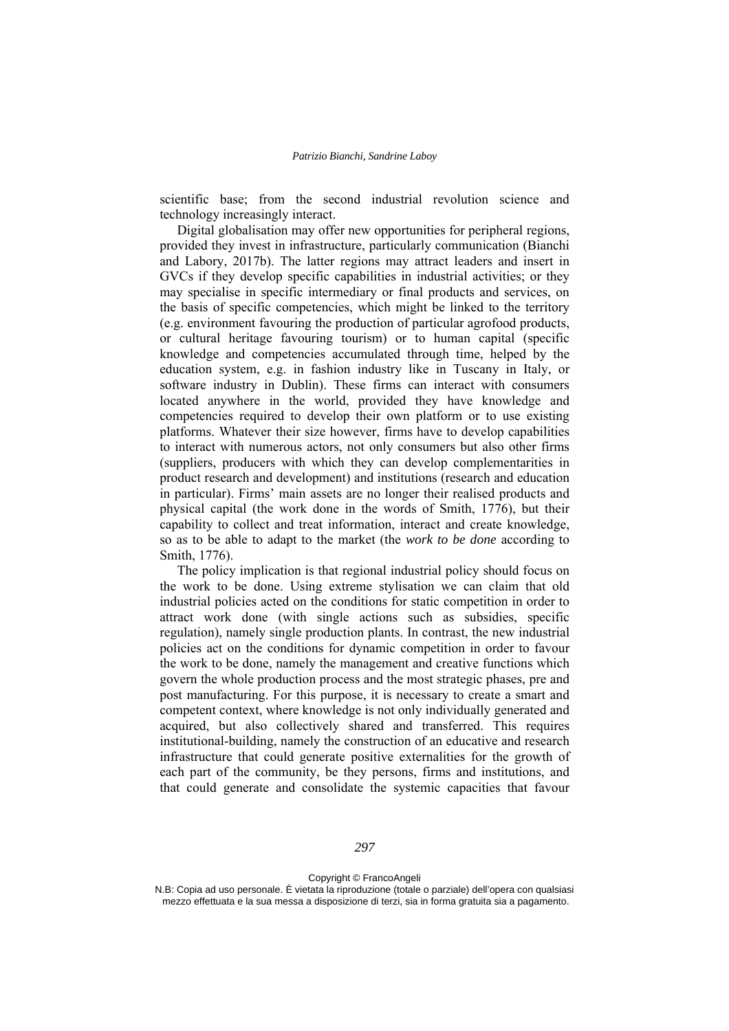scientific base; from the second industrial revolution science and technology increasingly interact.

Digital globalisation may offer new opportunities for peripheral regions, provided they invest in infrastructure, particularly communication (Bianchi and Labory, 2017b). The latter regions may attract leaders and insert in GVCs if they develop specific capabilities in industrial activities; or they may specialise in specific intermediary or final products and services, on the basis of specific competencies, which might be linked to the territory (e.g. environment favouring the production of particular agrofood products, or cultural heritage favouring tourism) or to human capital (specific knowledge and competencies accumulated through time, helped by the education system, e.g. in fashion industry like in Tuscany in Italy, or software industry in Dublin). These firms can interact with consumers located anywhere in the world, provided they have knowledge and competencies required to develop their own platform or to use existing platforms. Whatever their size however, firms have to develop capabilities to interact with numerous actors, not only consumers but also other firms (suppliers, producers with which they can develop complementarities in product research and development) and institutions (research and education in particular). Firms' main assets are no longer their realised products and physical capital (the work done in the words of Smith, 1776), but their capability to collect and treat information, interact and create knowledge, so as to be able to adapt to the market (the *work to be done* according to Smith, 1776).

The policy implication is that regional industrial policy should focus on the work to be done. Using extreme stylisation we can claim that old industrial policies acted on the conditions for static competition in order to attract work done (with single actions such as subsidies, specific regulation), namely single production plants. In contrast, the new industrial policies act on the conditions for dynamic competition in order to favour the work to be done, namely the management and creative functions which govern the whole production process and the most strategic phases, pre and post manufacturing. For this purpose, it is necessary to create a smart and competent context, where knowledge is not only individually generated and acquired, but also collectively shared and transferred. This requires institutional-building, namely the construction of an educative and research infrastructure that could generate positive externalities for the growth of each part of the community, be they persons, firms and institutions, and that could generate and consolidate the systemic capacities that favour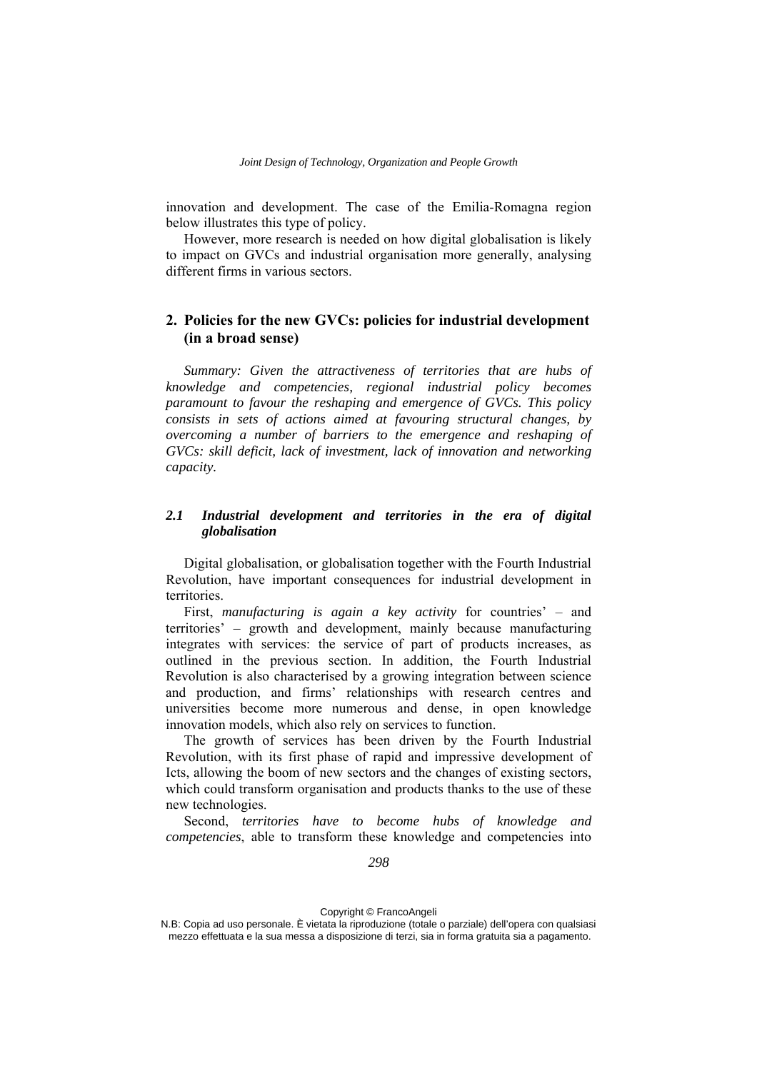innovation and development. The case of the Emilia-Romagna region below illustrates this type of policy.

However, more research is needed on how digital globalisation is likely to impact on GVCs and industrial organisation more generally, analysing different firms in various sectors.

## 2. Policies for the new GVCs: policies for industrial development (in a broad sense)

*Summary: Given the attractiveness of territories that are hubs of knowledge and competencies, regional industrial policy becomes paramount to favour the reshaping and emergence of GVCs. This policy consists in sets of actions aimed at favouring structural changes, by overcoming a number of barriers to the emergence and reshaping of GVCs: skill deficit, lack of investment, lack of innovation and networking capacity.*

### *2.1 Industrial development and territories in the era of digital globalisation*

Digital globalisation, or globalisation together with the Fourth Industrial Revolution, have important consequences for industrial development in territories.

First, *manufacturing is again a key activity* for countries' – and territories' – growth and development, mainly because manufacturing integrates with services: the service of part of products increases, as outlined in the previous section. In addition, the Fourth Industrial Revolution is also characterised by a growing integration between science and production, and firms' relationships with research centres and universities become more numerous and dense, in open knowledge innovation models, which also rely on services to function.

The growth of services has been driven by the Fourth Industrial Revolution, with its first phase of rapid and impressive development of Icts, allowing the boom of new sectors and the changes of existing sectors, which could transform organisation and products thanks to the use of these new technologies.

Second, *territories have to become hubs of knowledge and competencies*, able to transform these knowledge and competencies into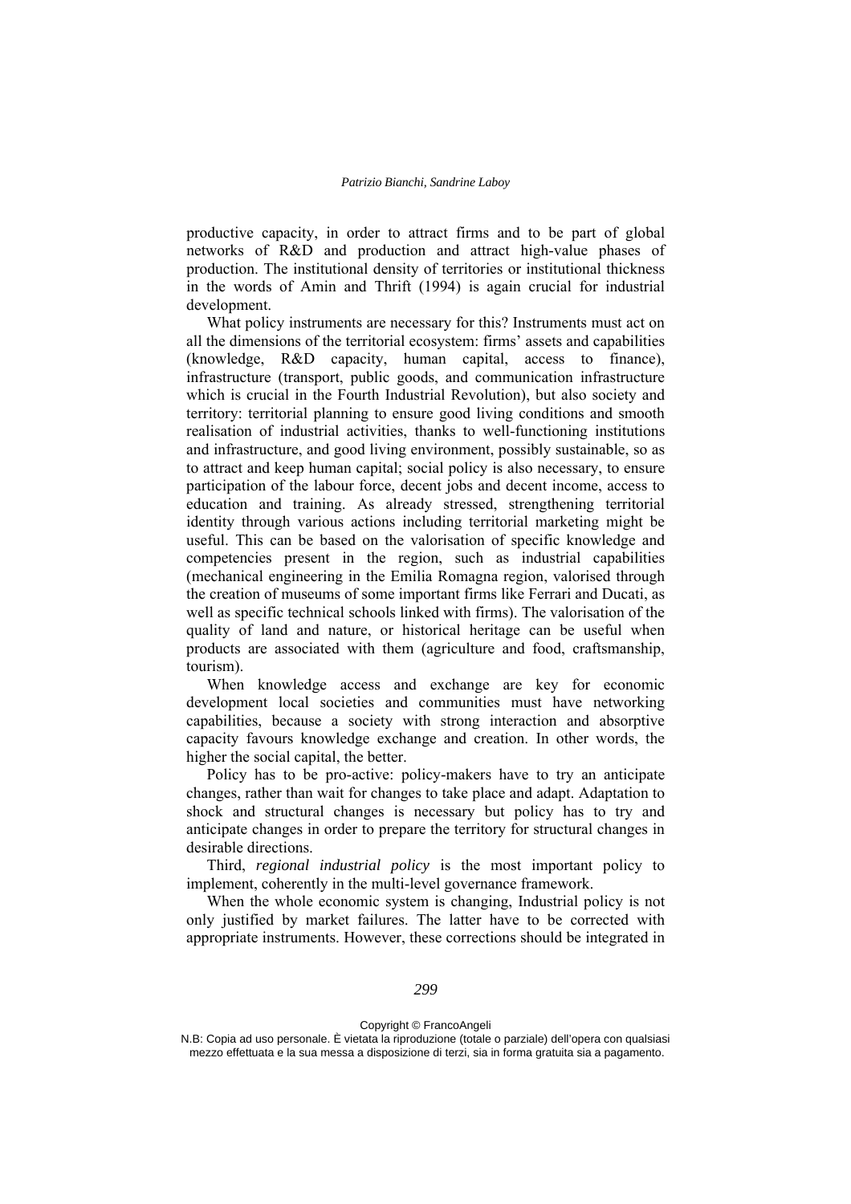productive capacity, in order to attract firms and to be part of global networks of R&D and production and attract high-value phases of production. The institutional density of territories or institutional thickness in the words of Amin and Thrift (1994) is again crucial for industrial development.

What policy instruments are necessary for this? Instruments must act on all the dimensions of the territorial ecosystem: firms' assets and capabilities (knowledge, R&D capacity, human capital, access to finance), infrastructure (transport, public goods, and communication infrastructure which is crucial in the Fourth Industrial Revolution), but also society and territory: territorial planning to ensure good living conditions and smooth realisation of industrial activities, thanks to well-functioning institutions and infrastructure, and good living environment, possibly sustainable, so as to attract and keep human capital; social policy is also necessary, to ensure participation of the labour force, decent jobs and decent income, access to education and training. As already stressed, strengthening territorial identity through various actions including territorial marketing might be useful. This can be based on the valorisation of specific knowledge and competencies present in the region, such as industrial capabilities (mechanical engineering in the Emilia Romagna region, valorised through the creation of museums of some important firms like Ferrari and Ducati, as well as specific technical schools linked with firms). The valorisation of the quality of land and nature, or historical heritage can be useful when products are associated with them (agriculture and food, craftsmanship, tourism).

When knowledge access and exchange are key for economic development local societies and communities must have networking capabilities, because a society with strong interaction and absorptive capacity favours knowledge exchange and creation. In other words, the higher the social capital, the better.

Policy has to be pro-active: policy-makers have to try an anticipate changes, rather than wait for changes to take place and adapt. Adaptation to shock and structural changes is necessary but policy has to try and anticipate changes in order to prepare the territory for structural changes in desirable directions.

Third, *regional industrial policy* is the most important policy to implement, coherently in the multi-level governance framework.

When the whole economic system is changing, Industrial policy is not only justified by market failures. The latter have to be corrected with appropriate instruments. However, these corrections should be integrated in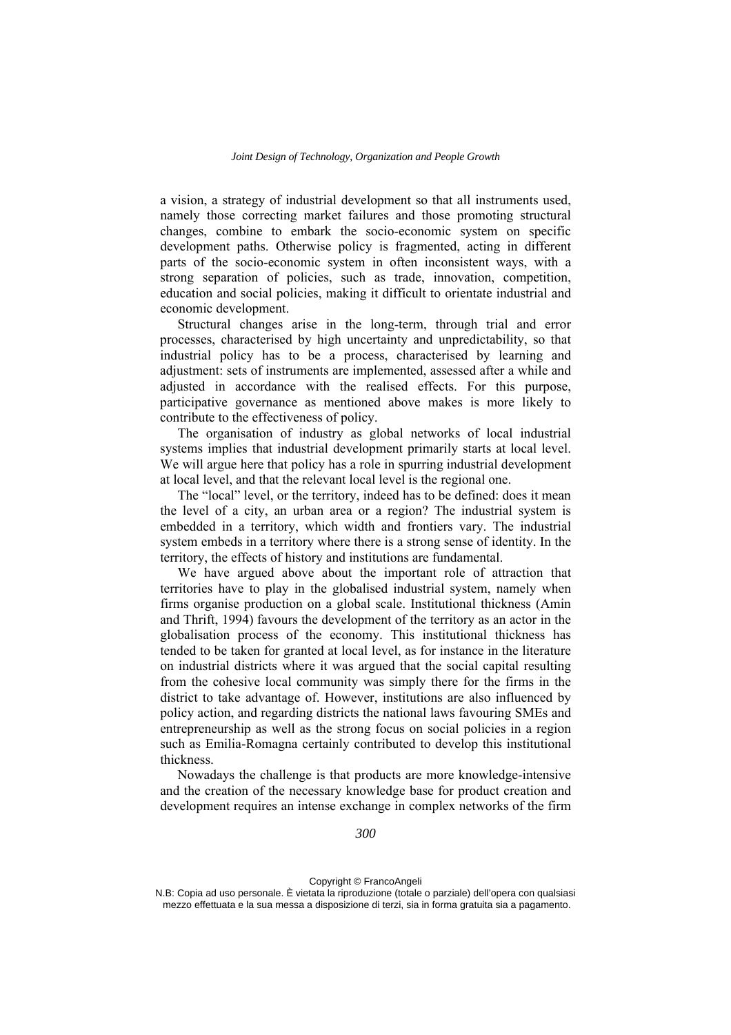a vision, a strategy of industrial development so that all instruments used, namely those correcting market failures and those promoting structural changes, combine to embark the socio-economic system on specific development paths. Otherwise policy is fragmented, acting in different parts of the socio-economic system in often inconsistent ways, with a strong separation of policies, such as trade, innovation, competition, education and social policies, making it difficult to orientate industrial and economic development.

Structural changes arise in the long-term, through trial and error processes, characterised by high uncertainty and unpredictability, so that industrial policy has to be a process, characterised by learning and adjustment: sets of instruments are implemented, assessed after a while and adjusted in accordance with the realised effects. For this purpose, participative governance as mentioned above makes is more likely to contribute to the effectiveness of policy.

The organisation of industry as global networks of local industrial systems implies that industrial development primarily starts at local level. We will argue here that policy has a role in spurring industrial development at local level, and that the relevant local level is the regional one.

The "local" level, or the territory, indeed has to be defined: does it mean the level of a city, an urban area or a region? The industrial system is embedded in a territory, which width and frontiers vary. The industrial system embeds in a territory where there is a strong sense of identity. In the territory, the effects of history and institutions are fundamental.

We have argued above about the important role of attraction that territories have to play in the globalised industrial system, namely when firms organise production on a global scale. Institutional thickness (Amin and Thrift, 1994) favours the development of the territory as an actor in the globalisation process of the economy. This institutional thickness has tended to be taken for granted at local level, as for instance in the literature on industrial districts where it was argued that the social capital resulting from the cohesive local community was simply there for the firms in the district to take advantage of. However, institutions are also influenced by policy action, and regarding districts the national laws favouring SMEs and entrepreneurship as well as the strong focus on social policies in a region such as Emilia-Romagna certainly contributed to develop this institutional thickness.

Nowadays the challenge is that products are more knowledge-intensive and the creation of the necessary knowledge base for product creation and development requires an intense exchange in complex networks of the firm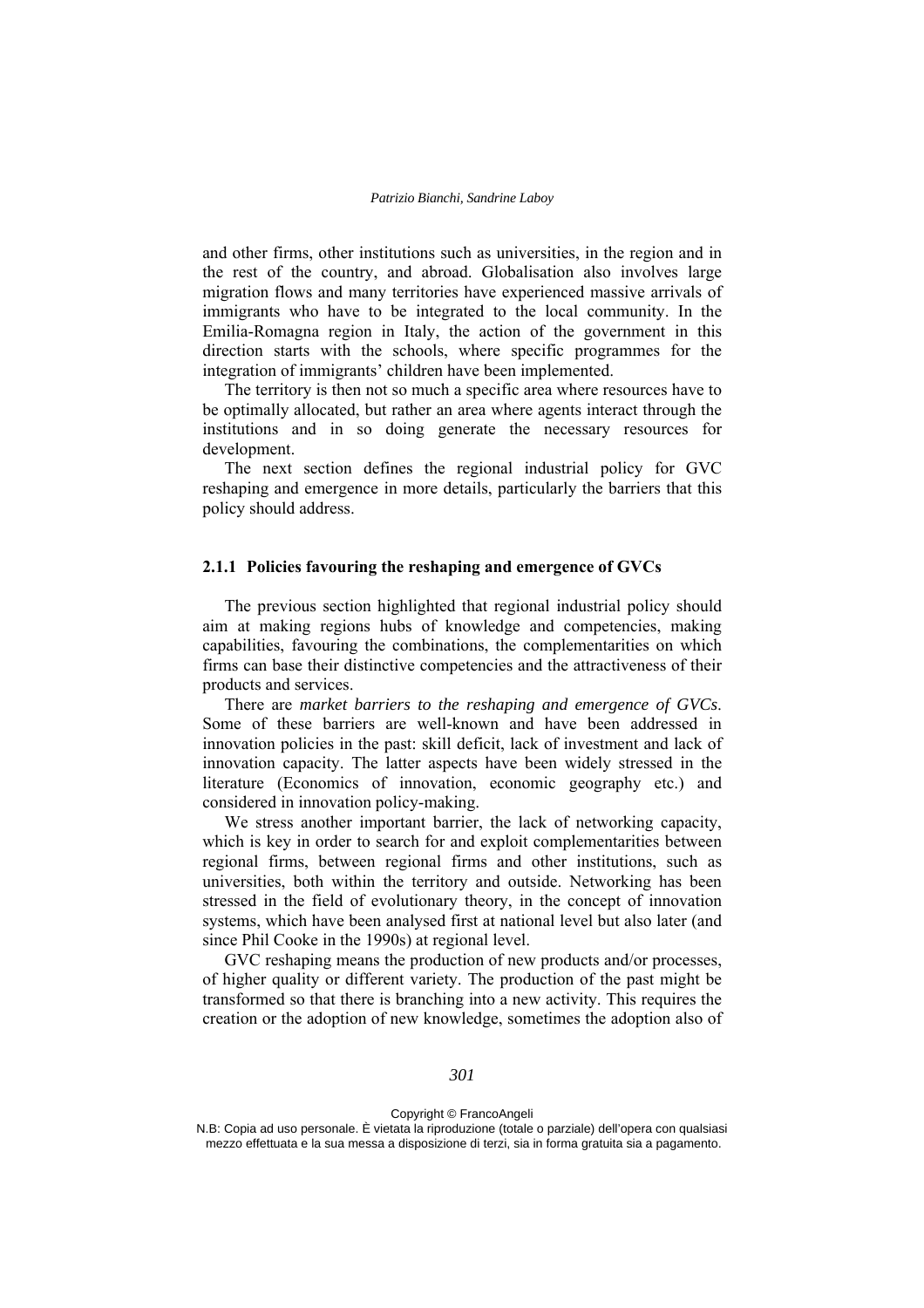and other firms, other institutions such as universities, in the region and in the rest of the country, and abroad. Globalisation also involves large migration flows and many territories have experienced massive arrivals of immigrants who have to be integrated to the local community. In the Emilia-Romagna region in Italy, the action of the government in this direction starts with the schools, where specific programmes for the integration of immigrants' children have been implemented.

The territory is then not so much a specific area where resources have to be optimally allocated, but rather an area where agents interact through the institutions and in so doing generate the necessary resources for development.

The next section defines the regional industrial policy for GVC reshaping and emergence in more details, particularly the barriers that this policy should address.

### 2.1.1 Policies favouring the reshaping and emergence of GVCs

The previous section highlighted that regional industrial policy should aim at making regions hubs of knowledge and competencies, making capabilities, favouring the combinations, the complementarities on which firms can base their distinctive competencies and the attractiveness of their products and services.

There are *market barriers to the reshaping and emergence of GVCs*. Some of these barriers are well-known and have been addressed in innovation policies in the past: skill deficit, lack of investment and lack of innovation capacity. The latter aspects have been widely stressed in the literature (Economics of innovation, economic geography etc.) and considered in innovation policy-making.

We stress another important barrier, the lack of networking capacity, which is key in order to search for and exploit complementarities between regional firms, between regional firms and other institutions, such as universities, both within the territory and outside. Networking has been stressed in the field of evolutionary theory, in the concept of innovation systems, which have been analysed first at national level but also later (and since Phil Cooke in the 1990s) at regional level.

GVC reshaping means the production of new products and/or processes, of higher quality or different variety. The production of the past might be transformed so that there is branching into a new activity. This requires the creation or the adoption of new knowledge, sometimes the adoption also of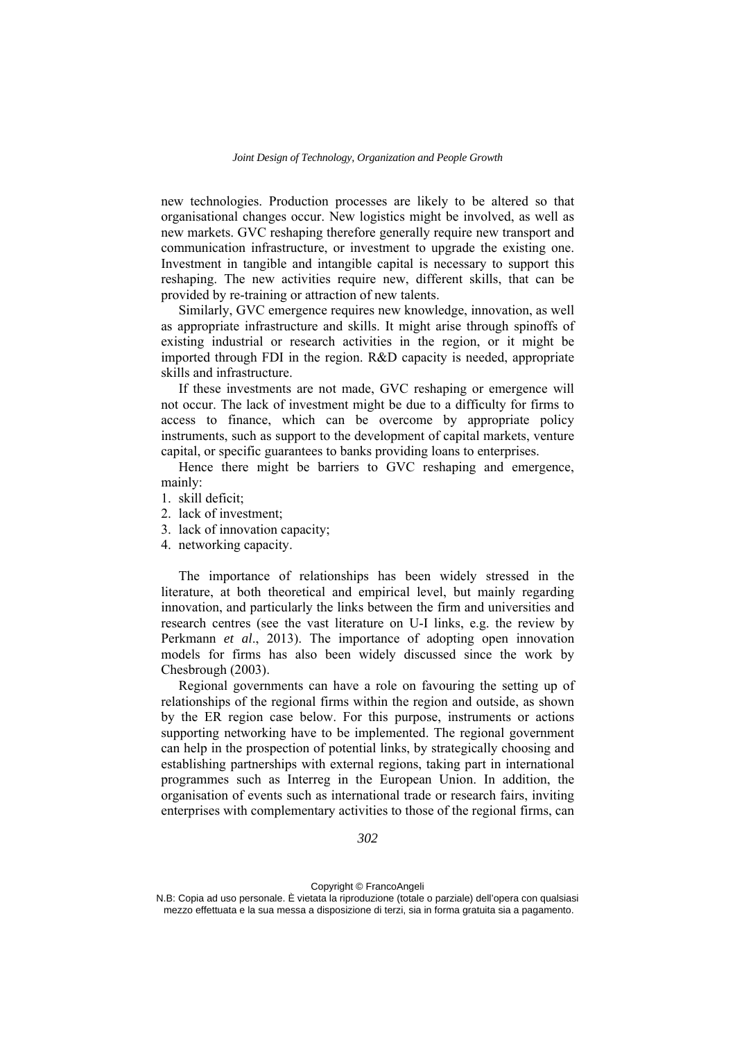new technologies. Production processes are likely to be altered so that organisational changes occur. New logistics might be involved, as well as new markets. GVC reshaping therefore generally require new transport and communication infrastructure, or investment to upgrade the existing one. Investment in tangible and intangible capital is necessary to support this reshaping. The new activities require new, different skills, that can be provided by re-training or attraction of new talents.

Similarly, GVC emergence requires new knowledge, innovation, as well as appropriate infrastructure and skills. It might arise through spinoffs of existing industrial or research activities in the region, or it might be imported through FDI in the region. R&D capacity is needed, appropriate skills and infrastructure.

If these investments are not made, GVC reshaping or emergence will not occur. The lack of investment might be due to a difficulty for firms to access to finance, which can be overcome by appropriate policy instruments, such as support to the development of capital markets, venture capital, or specific guarantees to banks providing loans to enterprises.

Hence there might be barriers to GVC reshaping and emergence, mainly:

1. skill deficit;
2. lack of investment;
3. lack of innovation capacity;
4. networking capacity.

The importance of relationships has been widely stressed in the literature, at both theoretical and empirical level, but mainly regarding innovation, and particularly the links between the firm and universities and research centres (see the vast literature on U-I links, e.g. the review by Perkmann *et al*., 2013). The importance of adopting open innovation models for firms has also been widely discussed since the work by Chesbrough (2003).

Regional governments can have a role on favouring the setting up of relationships of the regional firms within the region and outside, as shown by the ER region case below. For this purpose, instruments or actions supporting networking have to be implemented. The regional government can help in the prospection of potential links, by strategically choosing and establishing partnerships with external regions, taking part in international programmes such as Interreg in the European Union. In addition, the organisation of events such as international trade or research fairs, inviting enterprises with complementary activities to those of the regional firms, can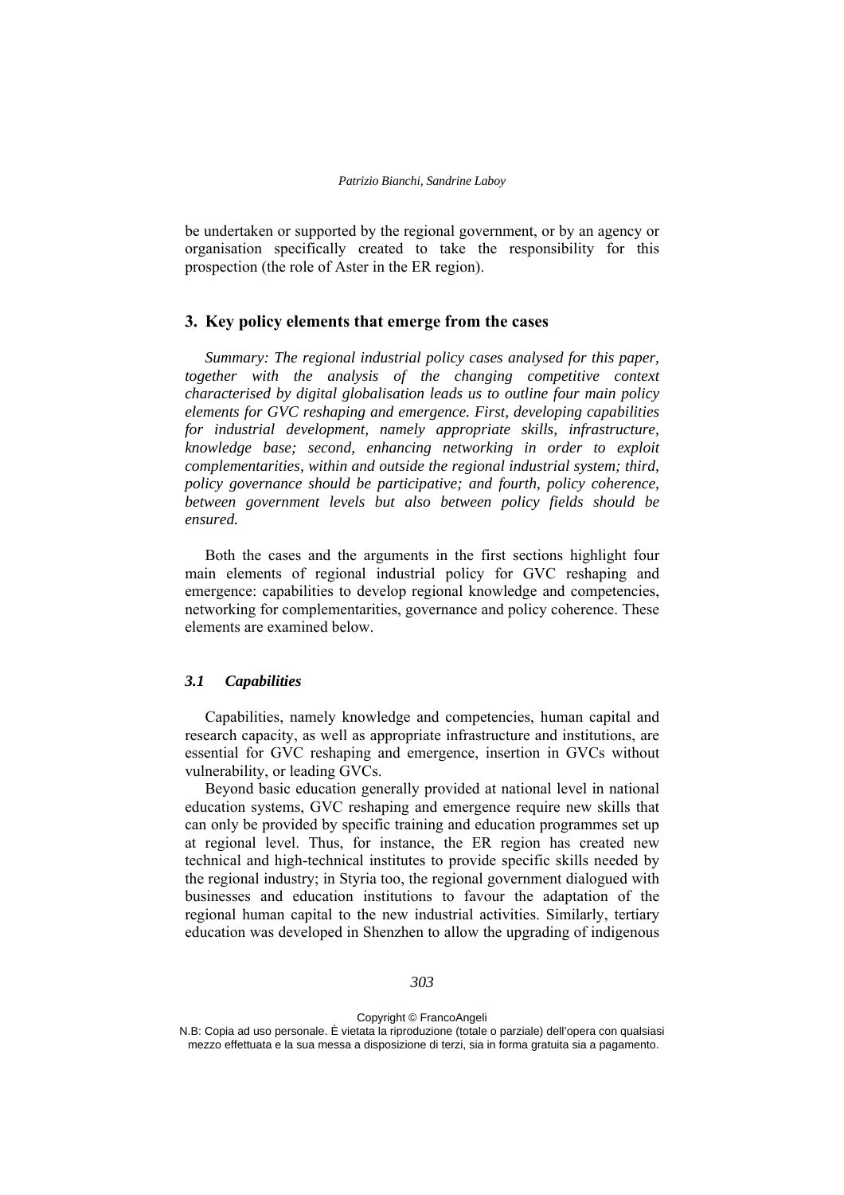be undertaken or supported by the regional government, or by an agency or organisation specifically created to take the responsibility for this prospection (the role of Aster in the ER region).

## 3. Key policy elements that emerge from the cases

*Summary: The regional industrial policy cases analysed for this paper, together with the analysis of the changing competitive context characterised by digital globalisation leads us to outline four main policy elements for GVC reshaping and emergence. First, developing capabilities for industrial development, namely appropriate skills, infrastructure, knowledge base; second, enhancing networking in order to exploit complementarities, within and outside the regional industrial system; third, policy governance should be participative; and fourth, policy coherence, between government levels but also between policy fields should be ensured.*

Both the cases and the arguments in the first sections highlight four main elements of regional industrial policy for GVC reshaping and emergence: capabilities to develop regional knowledge and competencies, networking for complementarities, governance and policy coherence. These elements are examined below.

### *3.1 Capabilities*

Capabilities, namely knowledge and competencies, human capital and research capacity, as well as appropriate infrastructure and institutions, are essential for GVC reshaping and emergence, insertion in GVCs without vulnerability, or leading GVCs.

Beyond basic education generally provided at national level in national education systems, GVC reshaping and emergence require new skills that can only be provided by specific training and education programmes set up at regional level. Thus, for instance, the ER region has created new technical and high-technical institutes to provide specific skills needed by the regional industry; in Styria too, the regional government dialogued with businesses and education institutions to favour the adaptation of the regional human capital to the new industrial activities. Similarly, tertiary education was developed in Shenzhen to allow the upgrading of indigenous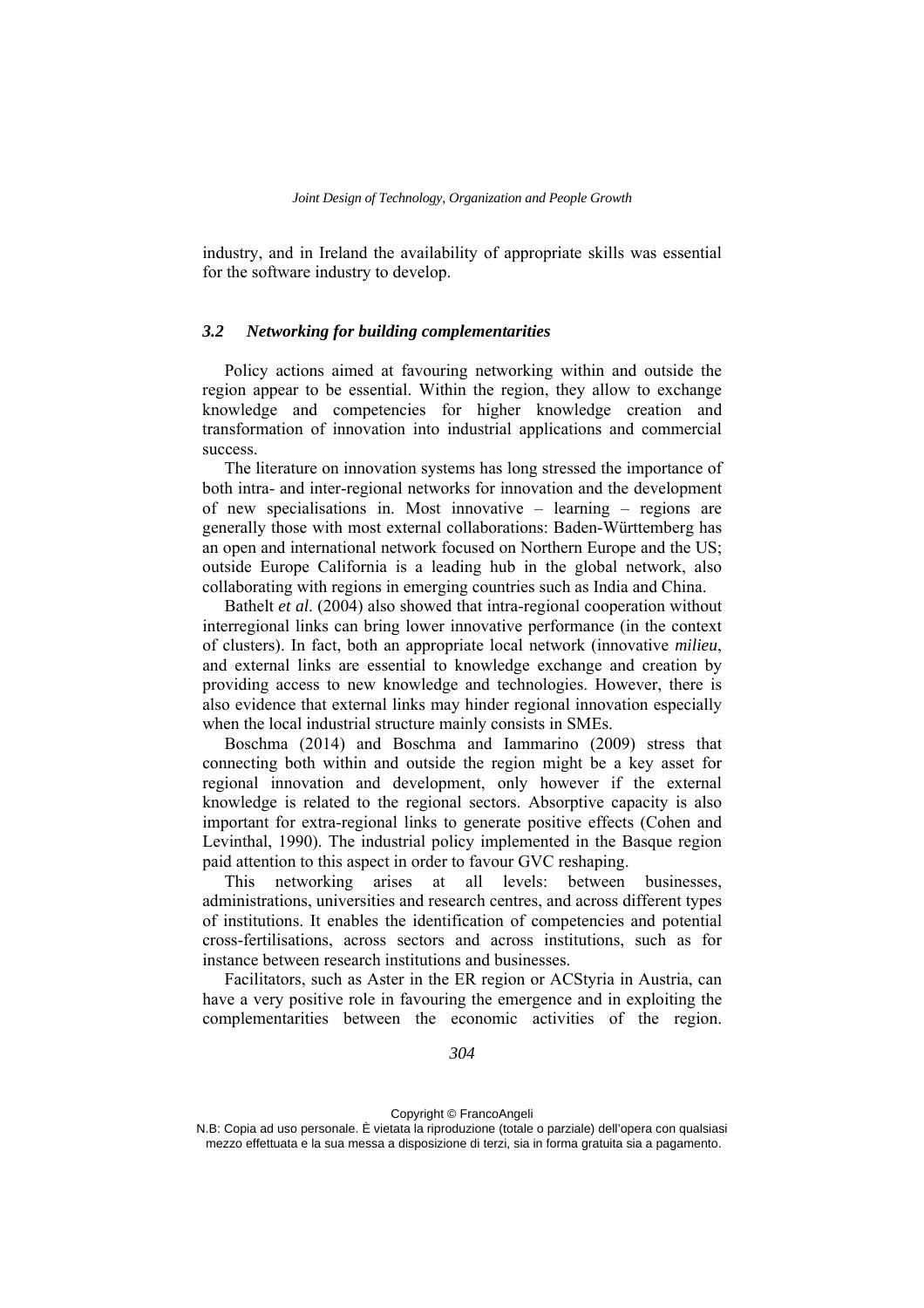industry, and in Ireland the availability of appropriate skills was essential for the software industry to develop.

### *3.2 Networking for building complementarities*

Policy actions aimed at favouring networking within and outside the region appear to be essential. Within the region, they allow to exchange knowledge and competencies for higher knowledge creation and transformation of innovation into industrial applications and commercial success.

The literature on innovation systems has long stressed the importance of both intra- and inter-regional networks for innovation and the development of new specialisations in. Most innovative – learning – regions are generally those with most external collaborations: Baden-Württemberg has an open and international network focused on Northern Europe and the US; outside Europe California is a leading hub in the global network, also collaborating with regions in emerging countries such as India and China.

Bathelt *et al*. (2004) also showed that intra-regional cooperation without interregional links can bring lower innovative performance (in the context of clusters). In fact, both an appropriate local network (innovative *milieu*, and external links are essential to knowledge exchange and creation by providing access to new knowledge and technologies. However, there is also evidence that external links may hinder regional innovation especially when the local industrial structure mainly consists in SMEs.

Boschma (2014) and Boschma and Iammarino (2009) stress that connecting both within and outside the region might be a key asset for regional innovation and development, only however if the external knowledge is related to the regional sectors. Absorptive capacity is also important for extra-regional links to generate positive effects (Cohen and Levinthal, 1990). The industrial policy implemented in the Basque region paid attention to this aspect in order to favour GVC reshaping.

This networking arises at all levels: between businesses, administrations, universities and research centres, and across different types of institutions. It enables the identification of competencies and potential cross-fertilisations, across sectors and across institutions, such as for instance between research institutions and businesses.

Facilitators, such as Aster in the ER region or ACStyria in Austria, can have a very positive role in favouring the emergence and in exploiting the complementarities between the economic activities of the region.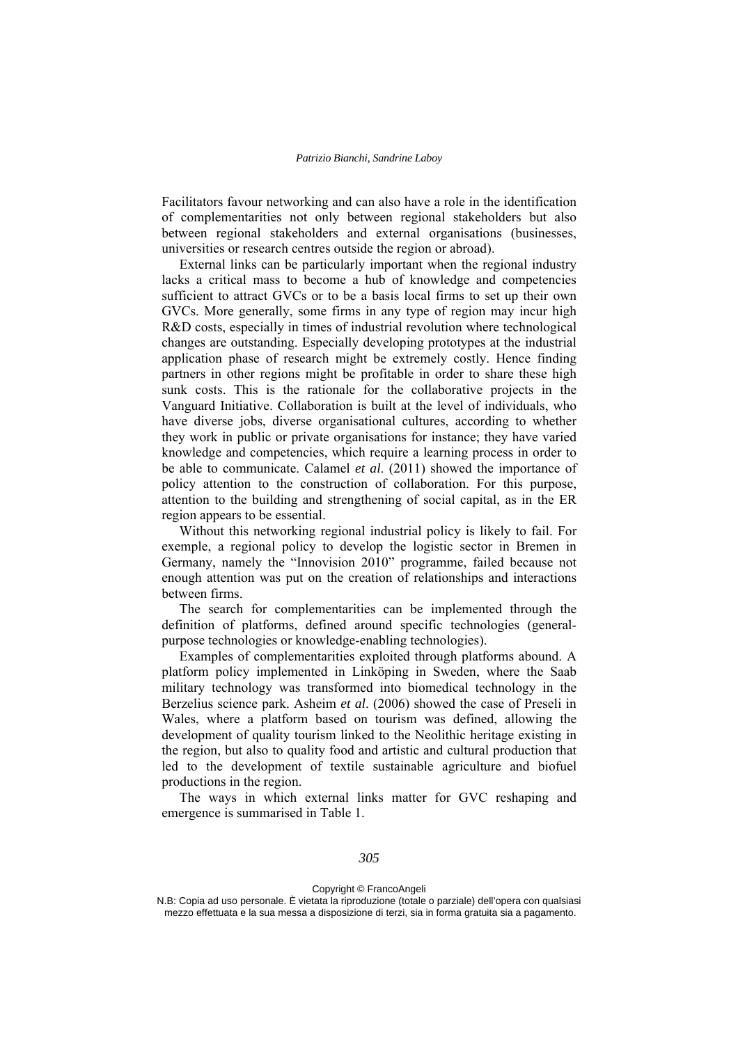Facilitators favour networking and can also have a role in the identification of complementarities not only between regional stakeholders but also between regional stakeholders and external organisations (businesses, universities or research centres outside the region or abroad).

External links can be particularly important when the regional industry lacks a critical mass to become a hub of knowledge and competencies sufficient to attract GVCs or to be a basis local firms to set up their own GVCs. More generally, some firms in any type of region may incur high R&D costs, especially in times of industrial revolution where technological changes are outstanding. Especially developing prototypes at the industrial application phase of research might be extremely costly. Hence finding partners in other regions might be profitable in order to share these high sunk costs. This is the rationale for the collaborative projects in the Vanguard Initiative. Collaboration is built at the level of individuals, who have diverse jobs, diverse organisational cultures, according to whether they work in public or private organisations for instance; they have varied knowledge and competencies, which require a learning process in order to be able to communicate. Calamel *et al.* (2011) showed the importance of policy attention to the construction of collaboration. For this purpose, attention to the building and strengthening of social capital, as in the ER region appears to be essential.

Without this networking regional industrial policy is likely to fail. For exemple, a regional policy to develop the logistic sector in Bremen in Germany, namely the "Innovision 2010" programme, failed because not enough attention was put on the creation of relationships and interactions between firms.

The search for complementarities can be implemented through the definition of platforms, defined around specific technologies (general-purpose technologies or knowledge-enabling technologies).

Examples of complementarities exploited through platforms abound. A platform policy implemented in Linköping in Sweden, where the Saab military technology was transformed into biomedical technology in the Berzelius science park. Asheim *et al*. (2006) showed the case of Preseli in Wales, where a platform based on tourism was defined, allowing the development of quality tourism linked to the Neolithic heritage existing in the region, but also to quality food and artistic and cultural production that led to the development of textile sustainable agriculture and biofuel productions in the region.

The ways in which external links matter for GVC reshaping and emergence is summarised in Table 1.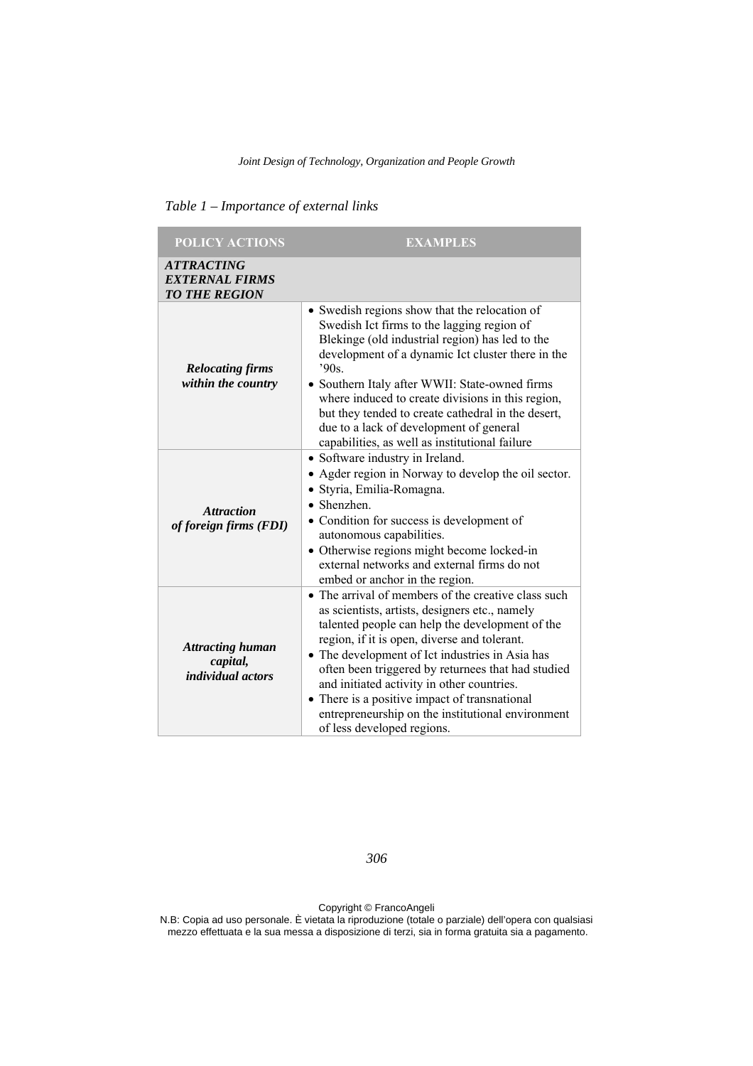*Table 1 – Importance of external links*

| POLICY ACTIONS | EXAMPLES |
|---|---|
| ***ATTRACTING EXTERNAL FIRMS TO THE REGION*** | |
| ***Relocating firms within the country*** | • Swedish regions show that the relocation of Swedish Ict firms to the lagging region of Blekinge (old industrial region) has led to the development of a dynamic Ict cluster there in the '90s.<br>• Southern Italy after WWII: State-owned firms where induced to create divisions in this region, but they tended to create cathedral in the desert, due to a lack of development of general capabilities, as well as institutional failure |
| ***Attraction of foreign firms (FDI)*** | • Software industry in Ireland.<br>• Agder region in Norway to develop the oil sector.<br>• Styria, Emilia-Romagna.<br>• Shenzhen.<br>• Condition for success is development of autonomous capabilities.<br>• Otherwise regions might become locked-in external networks and external firms do not embed or anchor in the region. |
| ***Attracting human capital, individual actors*** | • The arrival of members of the creative class such as scientists, artists, designers etc., namely talented people can help the development of the region, if it is open, diverse and tolerant.<br>• The development of Ict industries in Asia has often been triggered by returnees that had studied and initiated activity in other countries.<br>• There is a positive impact of transnational entrepreneurship on the institutional environment of less developed regions. |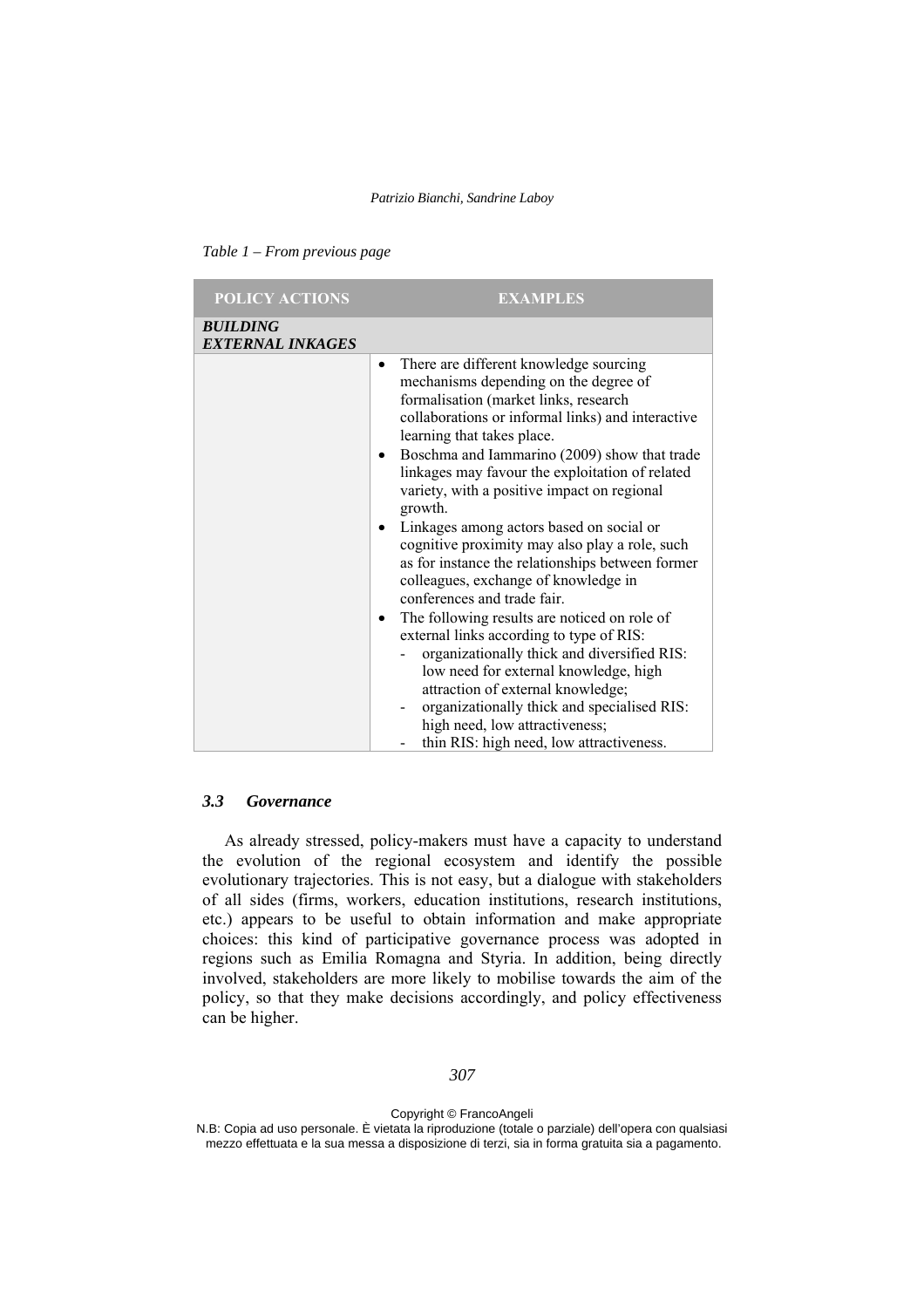*Table 1 – From previous page*

| POLICY ACTIONS | EXAMPLES |
|---|---|
| ***BUILDING EXTERNAL INKAGES*** | |
| | • There are different knowledge sourcing mechanisms depending on the degree of formalisation (market links, research collaborations or informal links) and interactive learning that takes place.<br>• Boschma and Iammarino (2009) show that trade linkages may favour the exploitation of related variety, with a positive impact on regional growth.<br>• Linkages among actors based on social or cognitive proximity may also play a role, such as for instance the relationships between former colleagues, exchange of knowledge in conferences and trade fair.<br>• The following results are noticed on role of external links according to type of RIS:<br>- organizationally thick and diversified RIS: low need for external knowledge, high attraction of external knowledge;<br>- organizationally thick and specialised RIS: high need, low attractiveness;<br>- thin RIS: high need, low attractiveness. |

### *3.3 Governance*

As already stressed, policy-makers must have a capacity to understand the evolution of the regional ecosystem and identify the possible evolutionary trajectories. This is not easy, but a dialogue with stakeholders of all sides (firms, workers, education institutions, research institutions, etc.) appears to be useful to obtain information and make appropriate choices: this kind of participative governance process was adopted in regions such as Emilia Romagna and Styria. In addition, being directly involved, stakeholders are more likely to mobilise towards the aim of the policy, so that they make decisions accordingly, and policy effectiveness can be higher.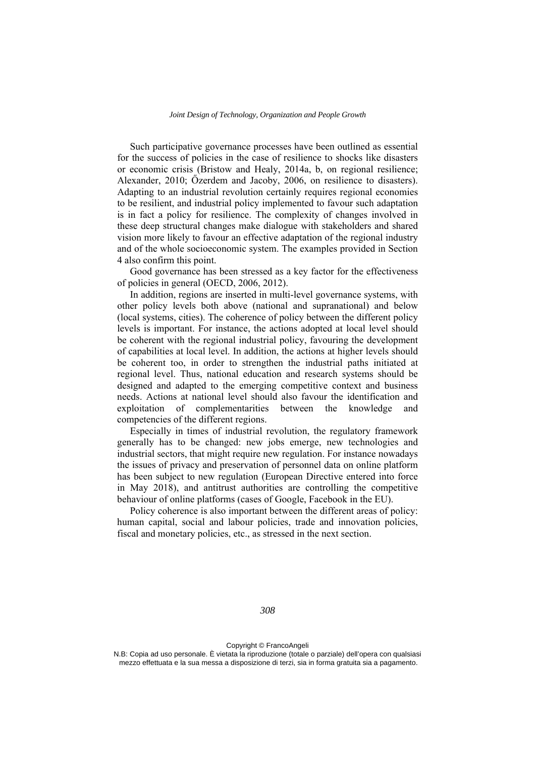Such participative governance processes have been outlined as essential for the success of policies in the case of resilience to shocks like disasters or economic crisis (Bristow and Healy, 2014a, b, on regional resilience; Alexander, 2010; Őzerdem and Jacoby, 2006, on resilience to disasters). Adapting to an industrial revolution certainly requires regional economies to be resilient, and industrial policy implemented to favour such adaptation is in fact a policy for resilience. The complexity of changes involved in these deep structural changes make dialogue with stakeholders and shared vision more likely to favour an effective adaptation of the regional industry and of the whole socioeconomic system. The examples provided in Section 4 also confirm this point.

Good governance has been stressed as a key factor for the effectiveness of policies in general (OECD, 2006, 2012).

In addition, regions are inserted in multi-level governance systems, with other policy levels both above (national and supranational) and below (local systems, cities). The coherence of policy between the different policy levels is important. For instance, the actions adopted at local level should be coherent with the regional industrial policy, favouring the development of capabilities at local level. In addition, the actions at higher levels should be coherent too, in order to strengthen the industrial paths initiated at regional level. Thus, national education and research systems should be designed and adapted to the emerging competitive context and business needs. Actions at national level should also favour the identification and exploitation of complementarities between the knowledge and competencies of the different regions.

Especially in times of industrial revolution, the regulatory framework generally has to be changed: new jobs emerge, new technologies and industrial sectors, that might require new regulation. For instance nowadays the issues of privacy and preservation of personnel data on online platform has been subject to new regulation (European Directive entered into force in May 2018), and antitrust authorities are controlling the competitive behaviour of online platforms (cases of Google, Facebook in the EU).

Policy coherence is also important between the different areas of policy: human capital, social and labour policies, trade and innovation policies, fiscal and monetary policies, etc., as stressed in the next section.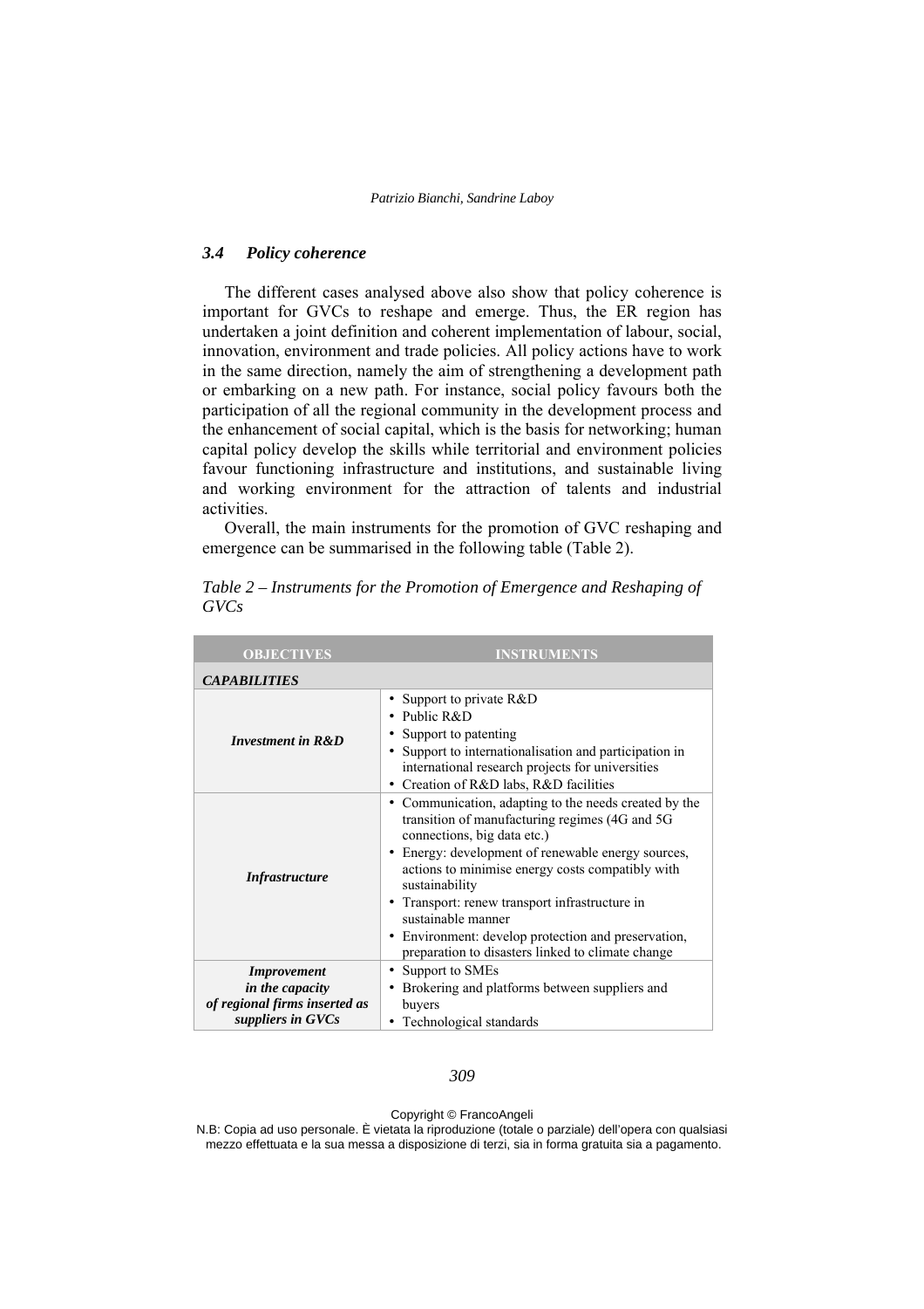### *3.4 Policy coherence*

The different cases analysed above also show that policy coherence is important for GVCs to reshape and emerge. Thus, the ER region has undertaken a joint definition and coherent implementation of labour, social, innovation, environment and trade policies. All policy actions have to work in the same direction, namely the aim of strengthening a development path or embarking on a new path. For instance, social policy favours both the participation of all the regional community in the development process and the enhancement of social capital, which is the basis for networking; human capital policy develop the skills while territorial and environment policies favour functioning infrastructure and institutions, and sustainable living and working environment for the attraction of talents and industrial activities.

Overall, the main instruments for the promotion of GVC reshaping and emergence can be summarised in the following table (Table 2).

*Table 2 – Instruments for the Promotion of Emergence and Reshaping of GVCs*

| OBJECTIVES | INSTRUMENTS |
|---|---|
| ***CAPABILITIES*** | |
| ***Investment in R&D*** | • Support to private R&D<br>• Public R&D<br>• Support to patenting<br>• Support to internationalisation and participation in international research projects for universities<br>• Creation of R&D labs, R&D facilities |
| ***Infrastructure*** | • Communication, adapting to the needs created by the transition of manufacturing regimes (4G and 5G connections, big data etc.)<br>• Energy: development of renewable energy sources, actions to minimise energy costs compatibly with sustainability<br>• Transport: renew transport infrastructure in sustainable manner<br>• Environment: develop protection and preservation, preparation to disasters linked to climate change |
| ***Improvement in the capacity of regional firms inserted as suppliers in GVCs*** | • Support to SMEs<br>• Brokering and platforms between suppliers and buyers<br>• Technological standards |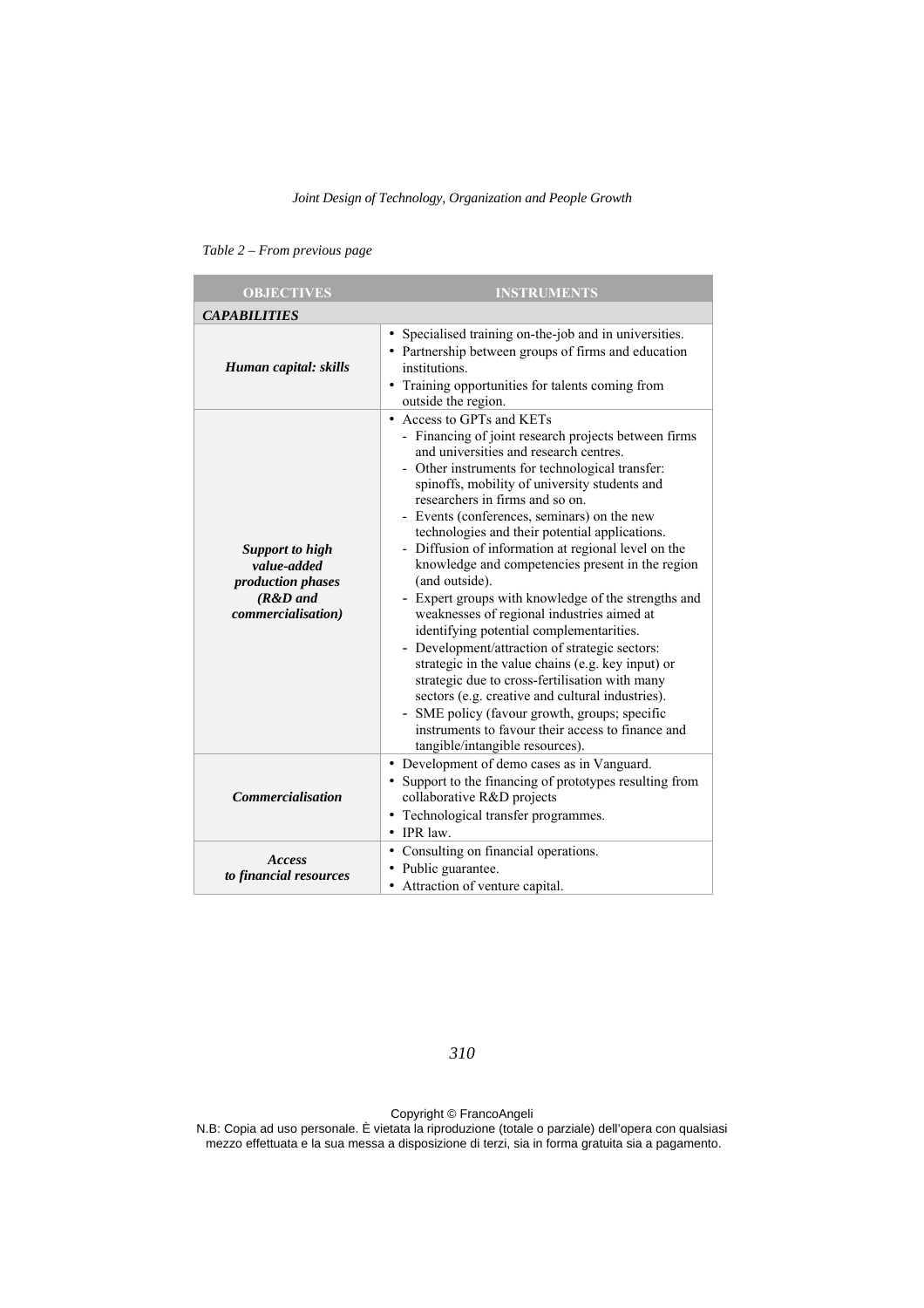*Table 2 – From previous page*

| OBJECTIVES | INSTRUMENTS |
|---|---|
| ***CAPABILITIES*** | |
| ***Human capital: skills*** | • Specialised training on-the-job and in universities.<br>• Partnership between groups of firms and education institutions.<br>• Training opportunities for talents coming from outside the region. |
| ***Support to high value-added production phases (R&D and commercialisation)*** | • Access to GPTs and KETs<br>- Financing of joint research projects between firms and universities and research centres.<br>- Other instruments for technological transfer: spinoffs, mobility of university students and researchers in firms and so on.<br>- Events (conferences, seminars) on the new technologies and their potential applications.<br>- Diffusion of information at regional level on the knowledge and competencies present in the region (and outside).<br>- Expert groups with knowledge of the strengths and weaknesses of regional industries aimed at identifying potential complementarities.<br>- Development/attraction of strategic sectors: strategic in the value chains (e.g. key input) or strategic due to cross-fertilisation with many sectors (e.g. creative and cultural industries).<br>- SME policy (favour growth, groups; specific instruments to favour their access to finance and tangible/intangible resources). |
| ***Commercialisation*** | • Development of demo cases as in Vanguard.<br>• Support to the financing of prototypes resulting from collaborative R&D projects<br>• Technological transfer programmes.<br>• IPR law. |
| ***Access to financial resources*** | • Consulting on financial operations.<br>• Public guarantee.<br>• Attraction of venture capital. |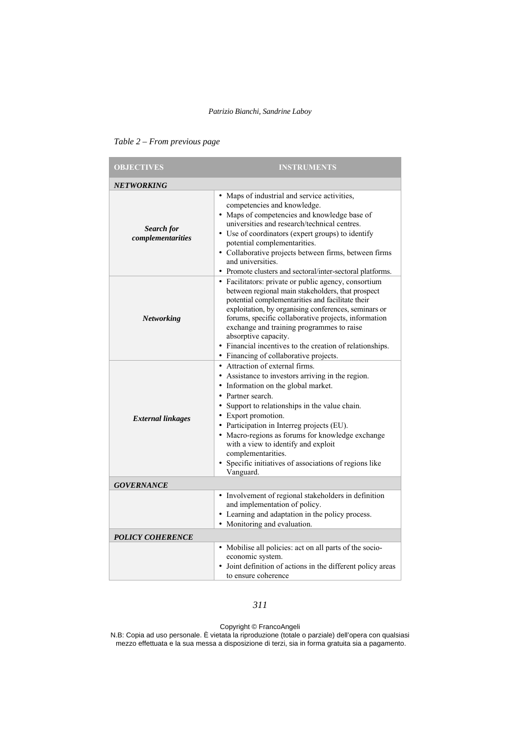*Table 2 – From previous page*

| OBJECTIVES | INSTRUMENTS |
|---|---|
| ***NETWORKING*** | |
| ***Search for complementarities*** | • Maps of industrial and service activities, competencies and knowledge.<br>• Maps of competencies and knowledge base of universities and research/technical centres.<br>• Use of coordinators (expert groups) to identify potential complementarities.<br>• Collaborative projects between firms, between firms and universities.<br>• Promote clusters and sectoral/inter-sectoral platforms. |
| ***Networking*** | • Facilitators: private or public agency, consortium between regional main stakeholders, that prospect potential complementarities and facilitate their exploitation, by organising conferences, seminars or forums, specific collaborative projects, information exchange and training programmes to raise absorptive capacity.<br>• Financial incentives to the creation of relationships.<br>• Financing of collaborative projects. |
| ***External linkages*** | • Attraction of external firms.<br>• Assistance to investors arriving in the region.<br>• Information on the global market.<br>• Partner search.<br>• Support to relationships in the value chain.<br>• Export promotion.<br>• Participation in Interreg projects (EU).<br>• Macro-regions as forums for knowledge exchange with a view to identify and exploit complementarities.<br>• Specific initiatives of associations of regions like Vanguard. |
| ***GOVERNANCE*** | |
| | • Involvement of regional stakeholders in definition and implementation of policy.<br>• Learning and adaptation in the policy process.<br>• Monitoring and evaluation. |
| ***POLICY COHERENCE*** | |
| | • Mobilise all policies: act on all parts of the socio-economic system.<br>• Joint definition of actions in the different policy areas to ensure coherence |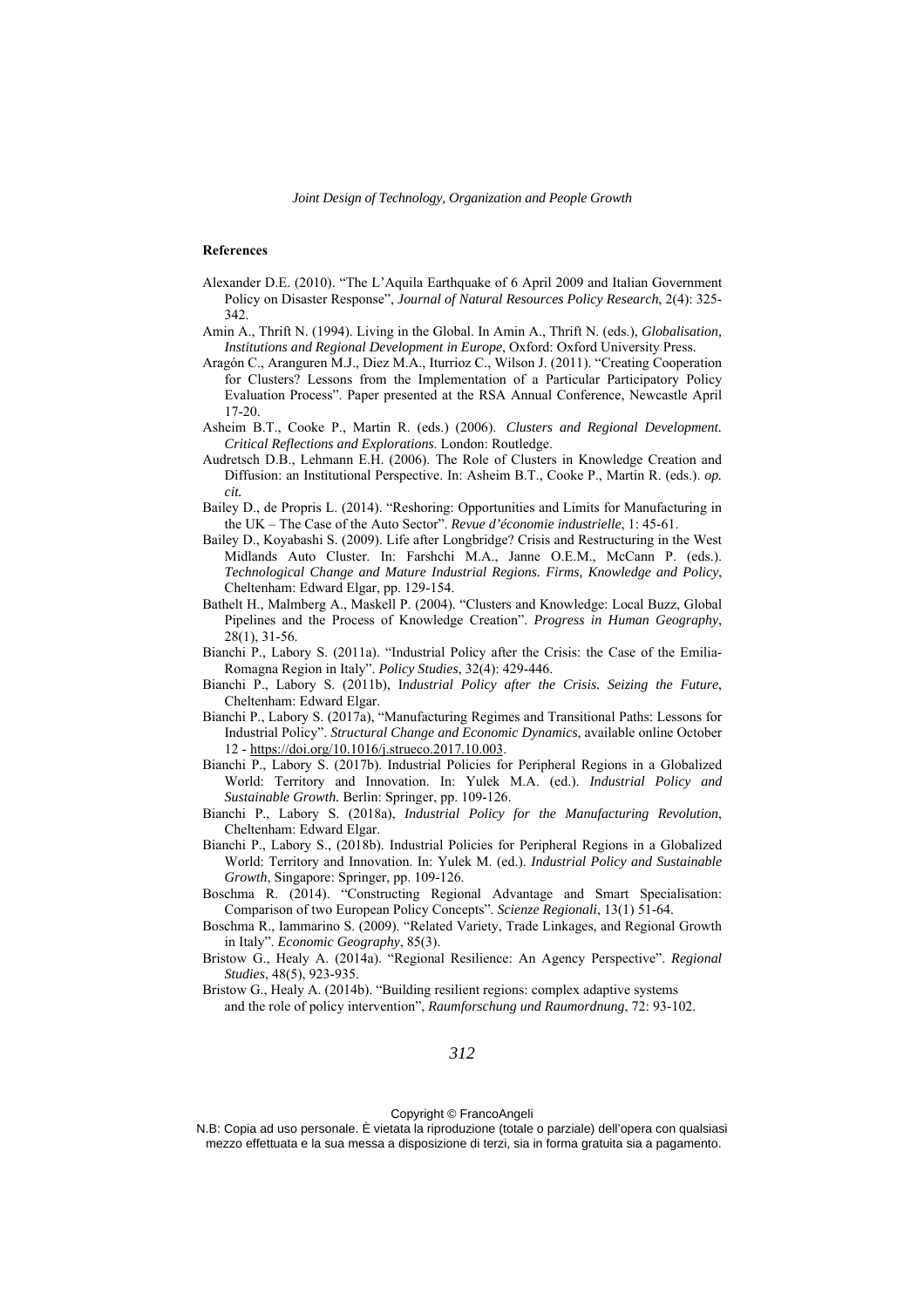## References

Alexander D.E. (2010). "The L'Aquila Earthquake of 6 April 2009 and Italian Government Policy on Disaster Response", *Journal of Natural Resources Policy Research*, 2(4): 325-342.

Amin A., Thrift N. (1994). Living in the Global. In Amin A., Thrift N. (eds.), *Globalisation, Institutions and Regional Development in Europe*, Oxford: Oxford University Press.

Aragón C., Aranguren M.J., Diez M.A., Iturrioz C., Wilson J. (2011). "Creating Cooperation for Clusters? Lessons from the Implementation of a Particular Participatory Policy Evaluation Process". Paper presented at the RSA Annual Conference, Newcastle April 17-20.

Asheim B.T., Cooke P., Martin R. (eds.) (2006). *Clusters and Regional Development. Critical Reflections and Explorations*. London: Routledge.

Audretsch D.B., Lehmann E.H. (2006). The Role of Clusters in Knowledge Creation and Diffusion: an Institutional Perspective. In: Asheim B.T., Cooke P., Martin R. (eds.). *op. cit.*

Bailey D., de Propris L. (2014). "Reshoring: Opportunities and Limits for Manufacturing in the UK – The Case of the Auto Sector". *Revue d'économie industrielle*, 1: 45-61.

Bailey D., Koyabashi S. (2009). Life after Longbridge? Crisis and Restructuring in the West Midlands Auto Cluster. In: Farshchi M.A., Janne O.E.M., McCann P. (eds.). *Technological Change and Mature Industrial Regions. Firms, Knowledge and Policy*, Cheltenham: Edward Elgar, pp. 129-154.

Bathelt H., Malmberg A., Maskell P. (2004). "Clusters and Knowledge: Local Buzz, Global Pipelines and the Process of Knowledge Creation". *Progress in Human Geography*, 28(1), 31-56.

Bianchi P., Labory S. (2011a). "Industrial Policy after the Crisis: the Case of the Emilia-Romagna Region in Italy". *Policy Studies*, 32(4): 429-446.

Bianchi P., Labory S. (2011b), I*ndustrial Policy after the Crisis. Seizing the Future*, Cheltenham: Edward Elgar.

Bianchi P., Labory S. (2017a), "Manufacturing Regimes and Transitional Paths: Lessons for Industrial Policy". *Structural Change and Economic Dynamics*, available online October 12 - https://doi.org/10.1016/j.strueco.2017.10.003.

Bianchi P., Labory S. (2017b). Industrial Policies for Peripheral Regions in a Globalized World: Territory and Innovation. In: Yulek M.A. (ed.). *Industrial Policy and Sustainable Growth.* Berlin: Springer, pp. 109-126.

Bianchi P., Labory S. (2018a), *Industrial Policy for the Manufacturing Revolution*, Cheltenham: Edward Elgar.

Bianchi P., Labory S., (2018b). Industrial Policies for Peripheral Regions in a Globalized World: Territory and Innovation. In: Yulek M. (ed.). *Industrial Policy and Sustainable Growth*, Singapore: Springer, pp. 109-126.

Boschma R. (2014). "Constructing Regional Advantage and Smart Specialisation: Comparison of two European Policy Concepts". *Scienze Regionali*, 13(1) 51-64.

Boschma R., Iammarino S. (2009). "Related Variety, Trade Linkages, and Regional Growth in Italy". *Economic Geography*, 85(3).

Bristow G., Healy A. (2014a). "Regional Resilience: An Agency Perspective". *Regional Studies*, 48(5), 923-935.

Bristow G., Healy A. (2014b). "Building resilient regions: complex adaptive systems and the role of policy intervention", *Raumforschung und Raumordnung*, 72: 93-102.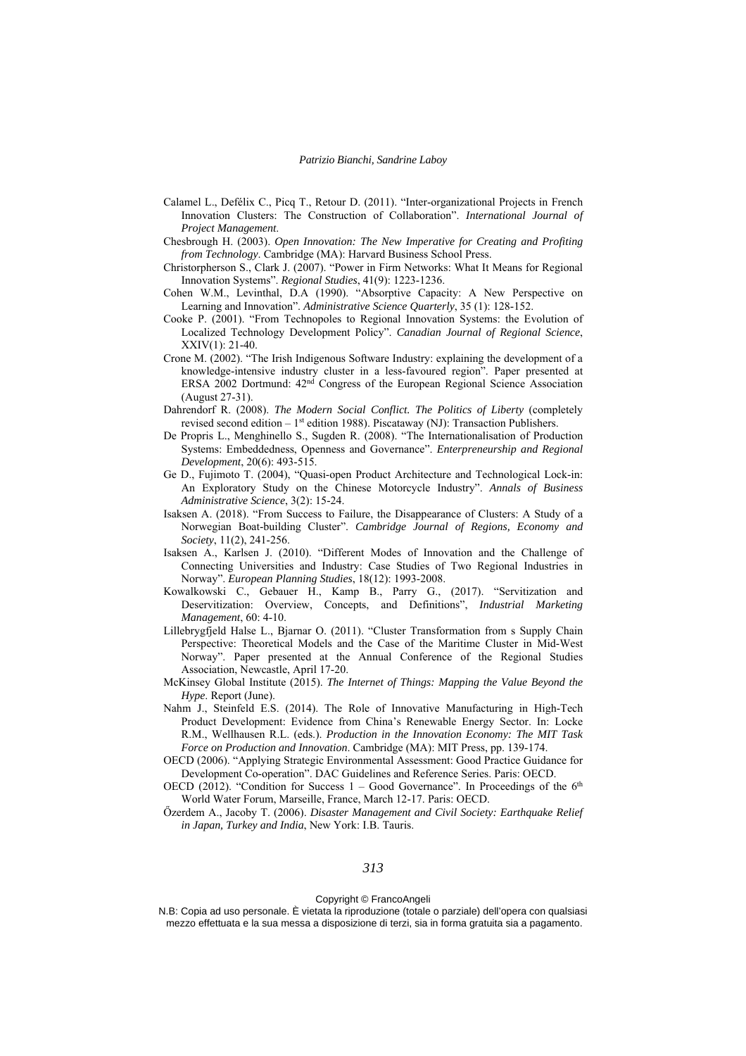Calamel L., Defélix C., Picq T., Retour D. (2011). "Inter-organizational Projects in French Innovation Clusters: The Construction of Collaboration". *International Journal of Project Management*.

Chesbrough H. (2003). *Open Innovation: The New Imperative for Creating and Profiting from Technology*. Cambridge (MA): Harvard Business School Press.

Christorpherson S., Clark J. (2007). "Power in Firm Networks: What It Means for Regional Innovation Systems". *Regional Studies*, 41(9): 1223-1236.

Cohen W.M., Levinthal, D.A (1990). "Absorptive Capacity: A New Perspective on Learning and Innovation". *Administrative Science Quarterly*, 35 (1): 128-152.

Cooke P. (2001). "From Technopoles to Regional Innovation Systems: the Evolution of Localized Technology Development Policy". *Canadian Journal of Regional Science*, XXIV(1): 21-40.

Crone M. (2002). "The Irish Indigenous Software Industry: explaining the development of a knowledge-intensive industry cluster in a less-favoured region". Paper presented at ERSA 2002 Dortmund: 42nd Congress of the European Regional Science Association (August 27-31).

Dahrendorf R. (2008). *The Modern Social Conflict. The Politics of Liberty* (completely revised second edition – 1st edition 1988). Piscataway (NJ): Transaction Publishers.

De Propris L., Menghinello S., Sugden R. (2008). "The Internationalisation of Production Systems: Embeddedness, Openness and Governance". *Enterpreneurship and Regional Development*, 20(6): 493-515.

Ge D., Fujimoto T. (2004), "Quasi-open Product Architecture and Technological Lock-in: An Exploratory Study on the Chinese Motorcycle Industry". *Annals of Business Administrative Science*, 3(2): 15-24.

Isaksen A. (2018). "From Success to Failure, the Disappearance of Clusters: A Study of a Norwegian Boat-building Cluster". *Cambridge Journal of Regions, Economy and Society*, 11(2), 241-256.

Isaksen A., Karlsen J. (2010). "Different Modes of Innovation and the Challenge of Connecting Universities and Industry: Case Studies of Two Regional Industries in Norway". *European Planning Studies*, 18(12): 1993-2008.

Kowalkowski C., Gebauer H., Kamp B., Parry G., (2017). "Servitization and Deservitization: Overview, Concepts, and Definitions", *Industrial Marketing Management*, 60: 4-10.

Lillebrygfjeld Halse L., Bjarnar O. (2011). "Cluster Transformation from s Supply Chain Perspective: Theoretical Models and the Case of the Maritime Cluster in Mid-West Norway". Paper presented at the Annual Conference of the Regional Studies Association, Newcastle, April 17-20.

McKinsey Global Institute (2015). *The Internet of Things: Mapping the Value Beyond the Hype*. Report (June).

Nahm J., Steinfeld E.S. (2014). The Role of Innovative Manufacturing in High-Tech Product Development: Evidence from China's Renewable Energy Sector. In: Locke R.M., Wellhausen R.L. (eds.). *Production in the Innovation Economy: The MIT Task Force on Production and Innovation*. Cambridge (MA): MIT Press, pp. 139-174.

OECD (2006). "Applying Strategic Environmental Assessment: Good Practice Guidance for Development Co-operation". DAC Guidelines and Reference Series. Paris: OECD.

OECD (2012). "Condition for Success 1 – Good Governance". In Proceedings of the 6th World Water Forum, Marseille, France, March 12-17. Paris: OECD.

Őzerdem A., Jacoby T. (2006). *Disaster Management and Civil Society: Earthquake Relief in Japan, Turkey and India*, New York: I.B. Tauris.